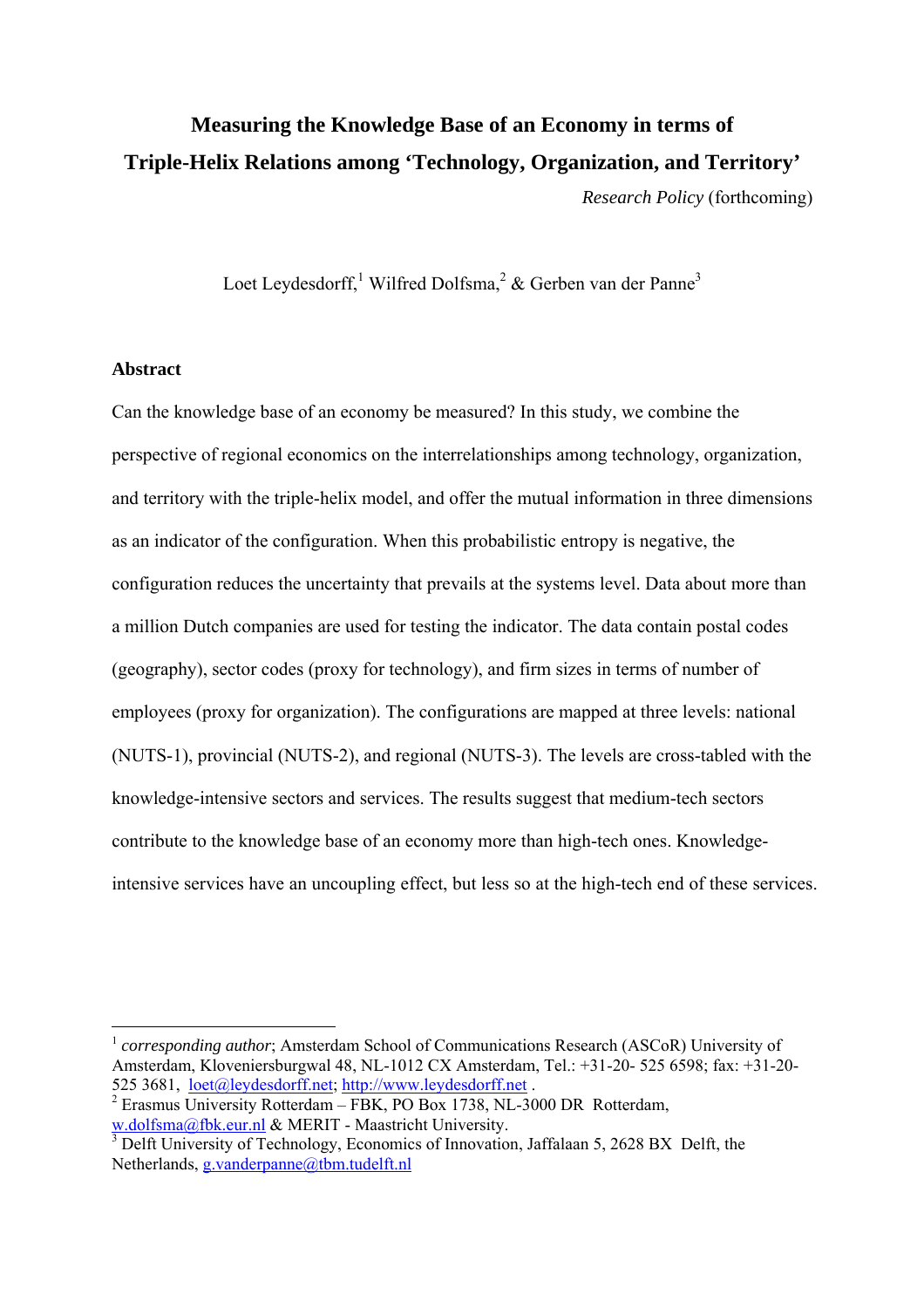# Measuring the Knowledge Base of an Economy in terms of Triple-Helix Relations among 'Technology, Organization, and Territory'

*Research Policy* (forthcoming)

Loet Leydesdorff,[1] Wilfred Dolfsma,[2] & Gerben van der Panne[3]

## Abstract

Can the knowledge base of an economy be measured? In this study, we combine the perspective of regional economics on the interrelationships among technology, organization, and territory with the triple-helix model, and offer the mutual information in three dimensions as an indicator of the configuration. When this probabilistic entropy is negative, the configuration reduces the uncertainty that prevails at the systems level. Data about more than a million Dutch companies are used for testing the indicator. The data contain postal codes (geography), sector codes (proxy for technology), and firm sizes in terms of number of employees (proxy for organization). The configurations are mapped at three levels: national (NUTS-1), provincial (NUTS-2), and regional (NUTS-3). The levels are cross-tabled with the knowledge-intensive sectors and services. The results suggest that medium-tech sectors contribute to the knowledge base of an economy more than high-tech ones. Knowledge-intensive services have an uncoupling effect, but less so at the high-tech end of these services.

---

[1] *corresponding author*; Amsterdam School of Communications Research (ASCoR) University of Amsterdam, Kloveniersburgwal 48, NL-1012 CX Amsterdam, Tel.: +31-20- 525 6598; fax: +31-20-525 3681, loet@leydesdorff.net; http://www.leydesdorff.net .

[2] Erasmus University Rotterdam – FBK, PO Box 1738, NL-3000 DR Rotterdam, w.dolfsma@fbk.eur.nl & MERIT - Maastricht University.

[3] Delft University of Technology, Economics of Innovation, Jaffalaan 5, 2628 BX Delft, the Netherlands, g.vanderpanne@tbm.tudelft.nl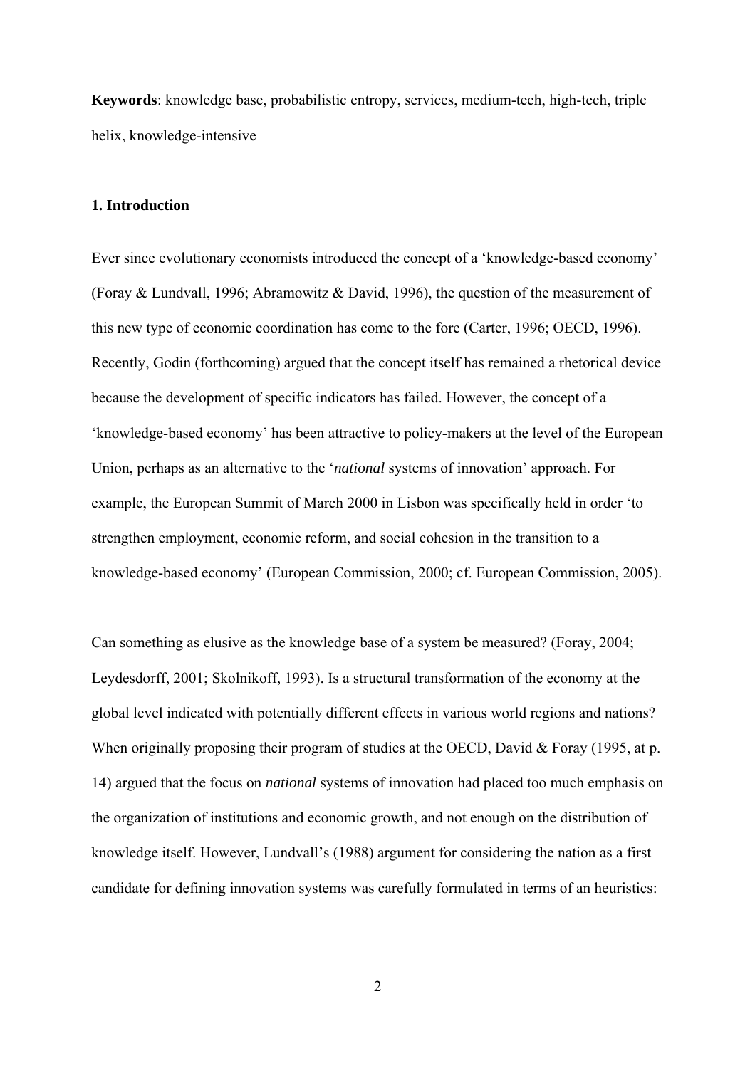**Keywords**: knowledge base, probabilistic entropy, services, medium-tech, high-tech, triple helix, knowledge-intensive

## 1. Introduction

Ever since evolutionary economists introduced the concept of a 'knowledge-based economy' (Foray & Lundvall, 1996; Abramowitz & David, 1996), the question of the measurement of this new type of economic coordination has come to the fore (Carter, 1996; OECD, 1996). Recently, Godin (forthcoming) argued that the concept itself has remained a rhetorical device because the development of specific indicators has failed. However, the concept of a 'knowledge-based economy' has been attractive to policy-makers at the level of the European Union, perhaps as an alternative to the '*national* systems of innovation' approach. For example, the European Summit of March 2000 in Lisbon was specifically held in order 'to strengthen employment, economic reform, and social cohesion in the transition to a knowledge-based economy' (European Commission, 2000; cf. European Commission, 2005).

Can something as elusive as the knowledge base of a system be measured? (Foray, 2004; Leydesdorff, 2001; Skolnikoff, 1993). Is a structural transformation of the economy at the global level indicated with potentially different effects in various world regions and nations? When originally proposing their program of studies at the OECD, David & Foray (1995, at p. 14) argued that the focus on *national* systems of innovation had placed too much emphasis on the organization of institutions and economic growth, and not enough on the distribution of knowledge itself. However, Lundvall's (1988) argument for considering the nation as a first candidate for defining innovation systems was carefully formulated in terms of an heuristics: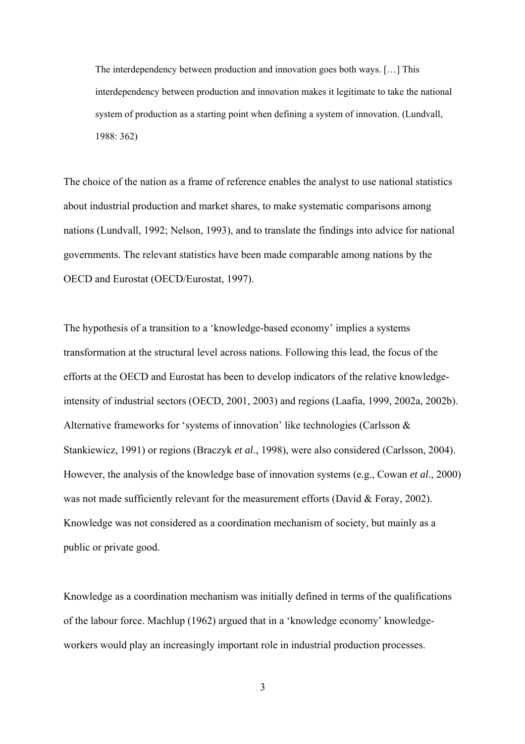> The interdependency between production and innovation goes both ways. […] This interdependency between production and innovation makes it legitimate to take the national system of production as a starting point when defining a system of innovation. (Lundvall, 1988: 362)

The choice of the nation as a frame of reference enables the analyst to use national statistics about industrial production and market shares, to make systematic comparisons among nations (Lundvall, 1992; Nelson, 1993), and to translate the findings into advice for national governments. The relevant statistics have been made comparable among nations by the OECD and Eurostat (OECD/Eurostat, 1997).

The hypothesis of a transition to a 'knowledge-based economy' implies a systems transformation at the structural level across nations. Following this lead, the focus of the efforts at the OECD and Eurostat has been to develop indicators of the relative knowledge-intensity of industrial sectors (OECD, 2001, 2003) and regions (Laafia, 1999, 2002a, 2002b). Alternative frameworks for 'systems of innovation' like technologies (Carlsson & Stankiewicz, 1991) or regions (Braczyk *et al*., 1998), were also considered (Carlsson, 2004). However, the analysis of the knowledge base of innovation systems (e.g., Cowan *et al*., 2000) was not made sufficiently relevant for the measurement efforts (David & Foray, 2002). Knowledge was not considered as a coordination mechanism of society, but mainly as a public or private good.

Knowledge as a coordination mechanism was initially defined in terms of the qualifications of the labour force. Machlup (1962) argued that in a 'knowledge economy' knowledge-workers would play an increasingly important role in industrial production processes.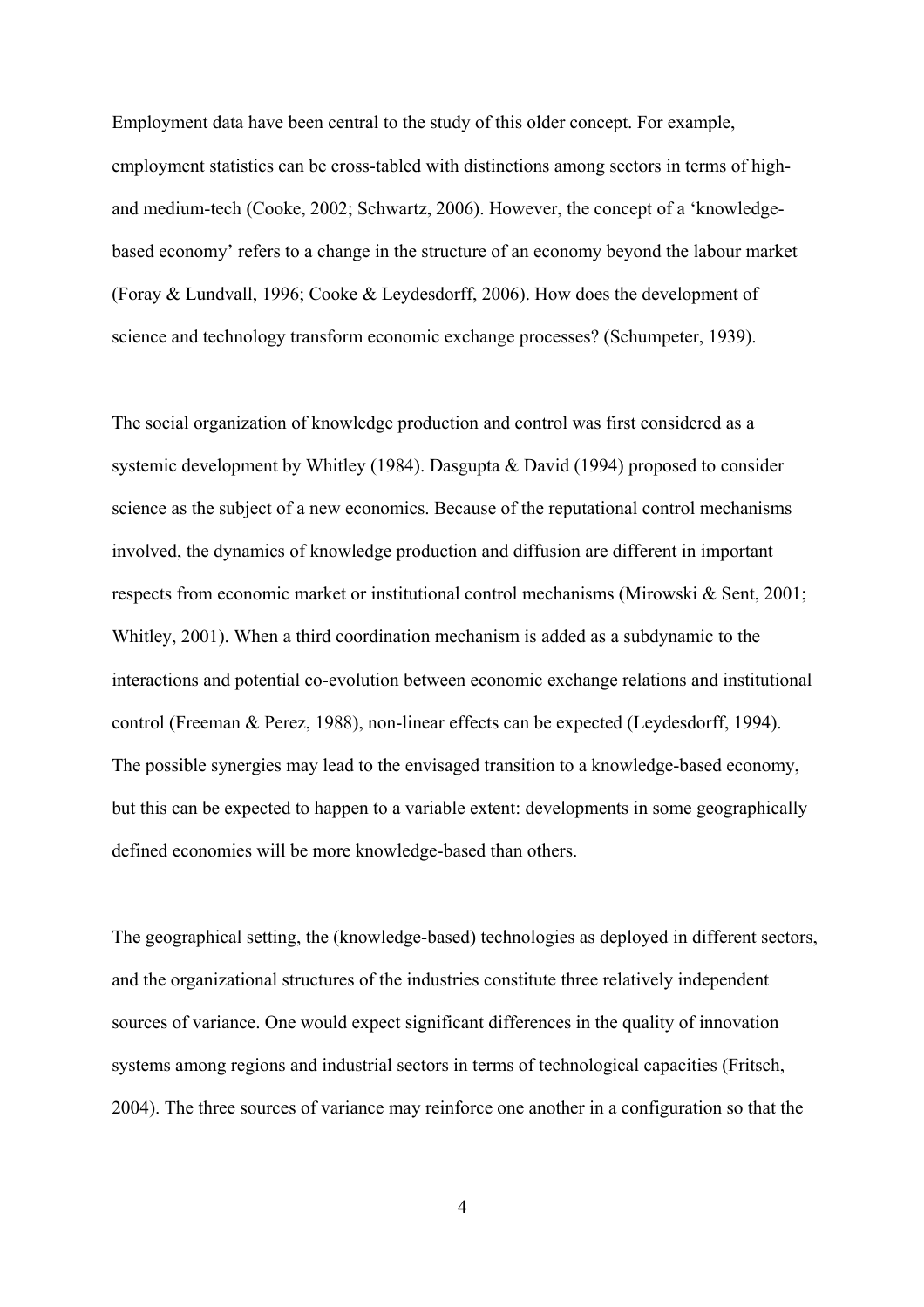Employment data have been central to the study of this older concept. For example, employment statistics can be cross-tabled with distinctions among sectors in terms of high- and medium-tech (Cooke, 2002; Schwartz, 2006). However, the concept of a 'knowledge-based economy' refers to a change in the structure of an economy beyond the labour market (Foray & Lundvall, 1996; Cooke & Leydesdorff, 2006). How does the development of science and technology transform economic exchange processes? (Schumpeter, 1939).

The social organization of knowledge production and control was first considered as a systemic development by Whitley (1984). Dasgupta & David (1994) proposed to consider science as the subject of a new economics. Because of the reputational control mechanisms involved, the dynamics of knowledge production and diffusion are different in important respects from economic market or institutional control mechanisms (Mirowski & Sent, 2001; Whitley, 2001). When a third coordination mechanism is added as a subdynamic to the interactions and potential co-evolution between economic exchange relations and institutional control (Freeman & Perez, 1988), non-linear effects can be expected (Leydesdorff, 1994). The possible synergies may lead to the envisaged transition to a knowledge-based economy, but this can be expected to happen to a variable extent: developments in some geographically defined economies will be more knowledge-based than others.

The geographical setting, the (knowledge-based) technologies as deployed in different sectors, and the organizational structures of the industries constitute three relatively independent sources of variance. One would expect significant differences in the quality of innovation systems among regions and industrial sectors in terms of technological capacities (Fritsch, 2004). The three sources of variance may reinforce one another in a configuration so that the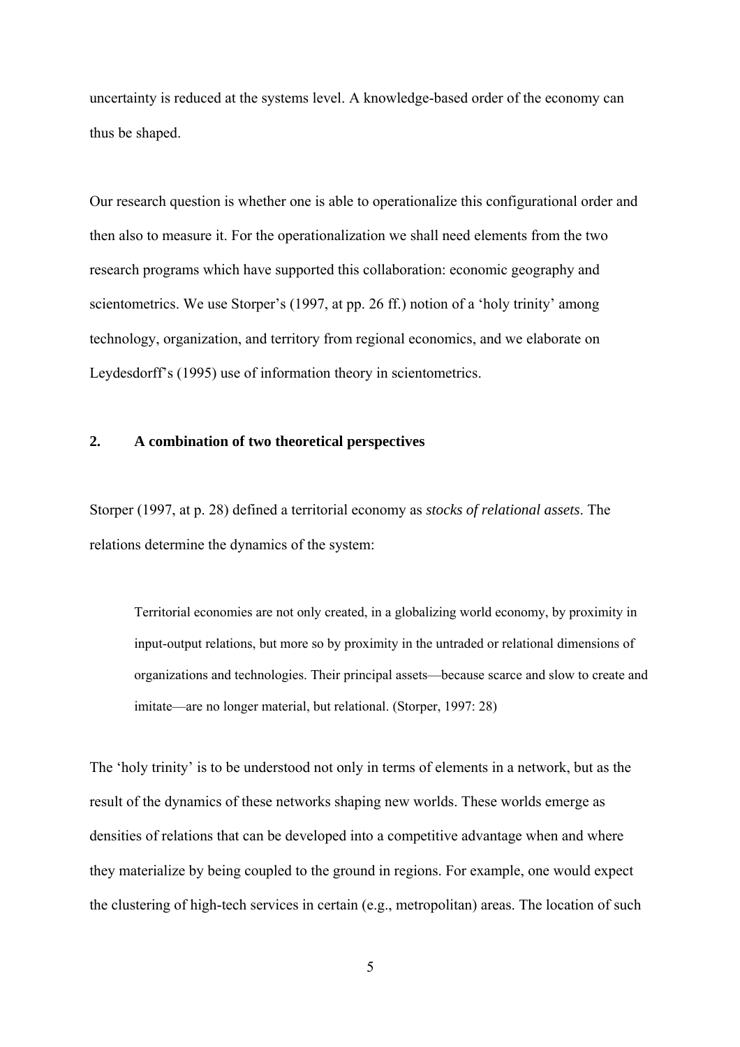uncertainty is reduced at the systems level. A knowledge-based order of the economy can thus be shaped.

Our research question is whether one is able to operationalize this configurational order and then also to measure it. For the operationalization we shall need elements from the two research programs which have supported this collaboration: economic geography and scientometrics. We use Storper's (1997, at pp. 26 ff.) notion of a 'holy trinity' among technology, organization, and territory from regional economics, and we elaborate on Leydesdorff's (1995) use of information theory in scientometrics.

## 2. A combination of two theoretical perspectives

Storper (1997, at p. 28) defined a territorial economy as *stocks of relational assets*. The relations determine the dynamics of the system:

> Territorial economies are not only created, in a globalizing world economy, by proximity in input-output relations, but more so by proximity in the untraded or relational dimensions of organizations and technologies. Their principal assets—because scarce and slow to create and imitate—are no longer material, but relational. (Storper, 1997: 28)

The 'holy trinity' is to be understood not only in terms of elements in a network, but as the result of the dynamics of these networks shaping new worlds. These worlds emerge as densities of relations that can be developed into a competitive advantage when and where they materialize by being coupled to the ground in regions. For example, one would expect the clustering of high-tech services in certain (e.g., metropolitan) areas. The location of such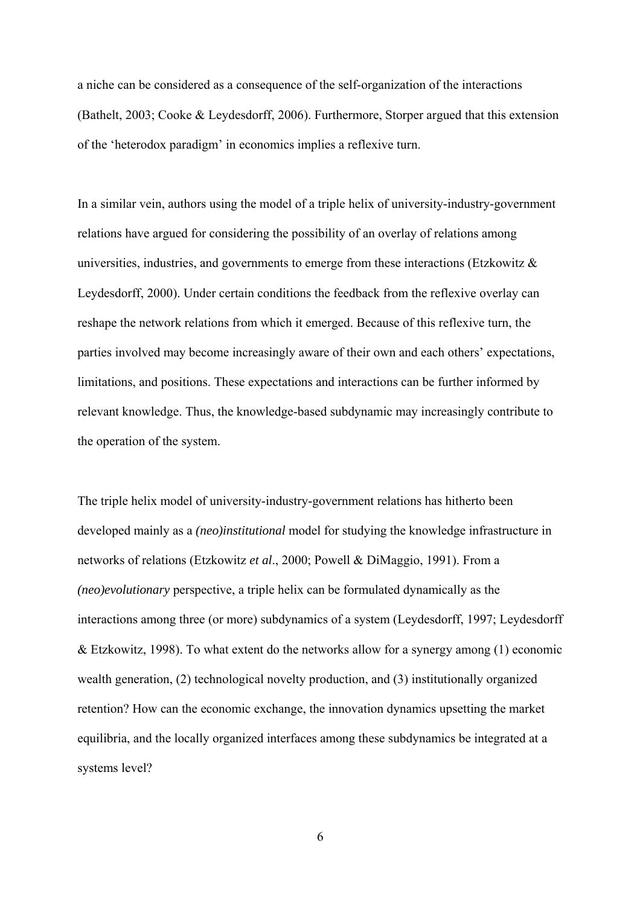a niche can be considered as a consequence of the self-organization of the interactions (Bathelt, 2003; Cooke & Leydesdorff, 2006). Furthermore, Storper argued that this extension of the 'heterodox paradigm' in economics implies a reflexive turn.

In a similar vein, authors using the model of a triple helix of university-industry-government relations have argued for considering the possibility of an overlay of relations among universities, industries, and governments to emerge from these interactions (Etzkowitz & Leydesdorff, 2000). Under certain conditions the feedback from the reflexive overlay can reshape the network relations from which it emerged. Because of this reflexive turn, the parties involved may become increasingly aware of their own and each others' expectations, limitations, and positions. These expectations and interactions can be further informed by relevant knowledge. Thus, the knowledge-based subdynamic may increasingly contribute to the operation of the system.

The triple helix model of university-industry-government relations has hitherto been developed mainly as a *(neo)institutional* model for studying the knowledge infrastructure in networks of relations (Etzkowitz *et al*., 2000; Powell & DiMaggio, 1991). From a *(neo)evolutionary* perspective, a triple helix can be formulated dynamically as the interactions among three (or more) subdynamics of a system (Leydesdorff, 1997; Leydesdorff & Etzkowitz, 1998). To what extent do the networks allow for a synergy among (1) economic wealth generation, (2) technological novelty production, and (3) institutionally organized retention? How can the economic exchange, the innovation dynamics upsetting the market equilibria, and the locally organized interfaces among these subdynamics be integrated at a systems level?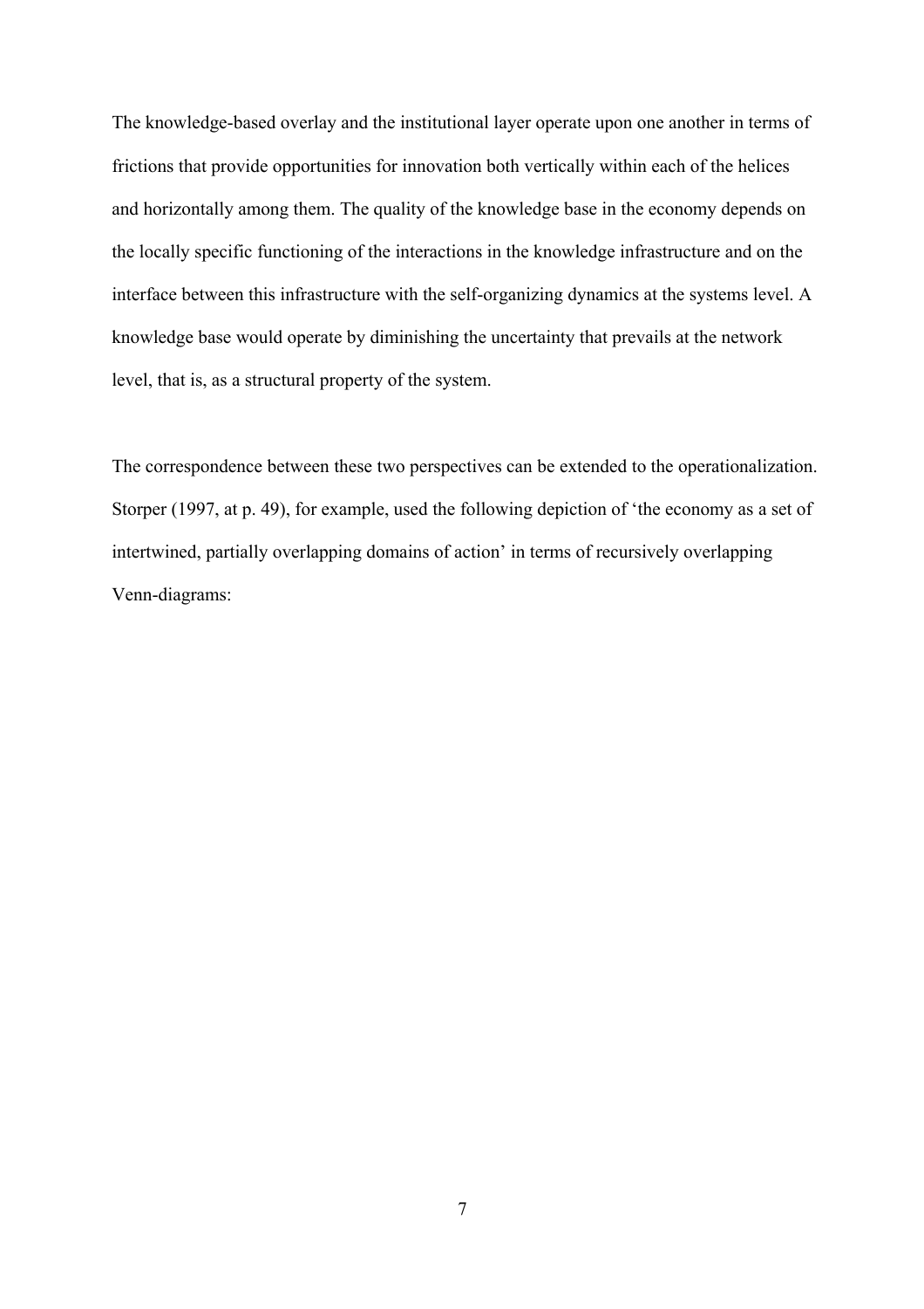The knowledge-based overlay and the institutional layer operate upon one another in terms of frictions that provide opportunities for innovation both vertically within each of the helices and horizontally among them. The quality of the knowledge base in the economy depends on the locally specific functioning of the interactions in the knowledge infrastructure and on the interface between this infrastructure with the self-organizing dynamics at the systems level. A knowledge base would operate by diminishing the uncertainty that prevails at the network level, that is, as a structural property of the system.

The correspondence between these two perspectives can be extended to the operationalization. Storper (1997, at p. 49), for example, used the following depiction of 'the economy as a set of intertwined, partially overlapping domains of action' in terms of recursively overlapping Venn-diagrams: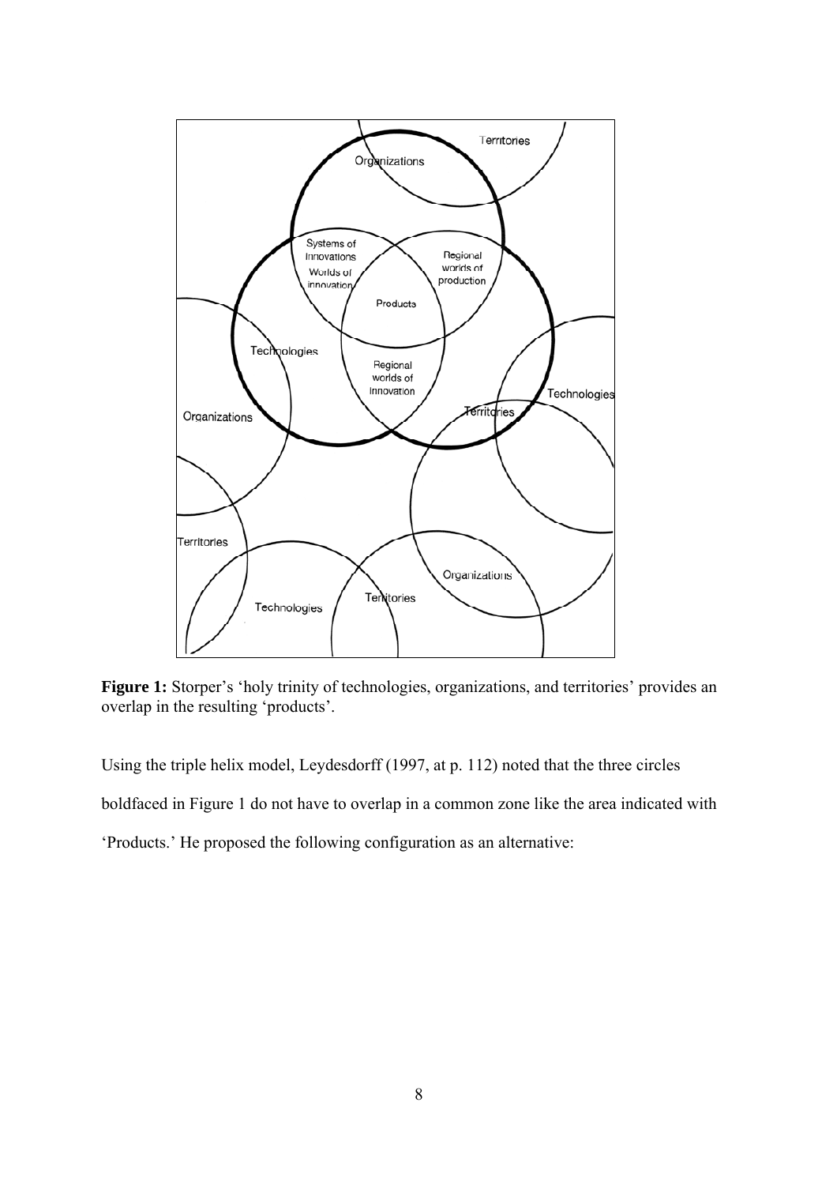**Figure 1:** Storper's 'holy trinity of technologies, organizations, and territories' provides an overlap in the resulting 'products'.

Using the triple helix model, Leydesdorff (1997, at p. 112) noted that the three circles boldfaced in Figure 1 do not have to overlap in a common zone like the area indicated with 'Products.' He proposed the following configuration as an alternative: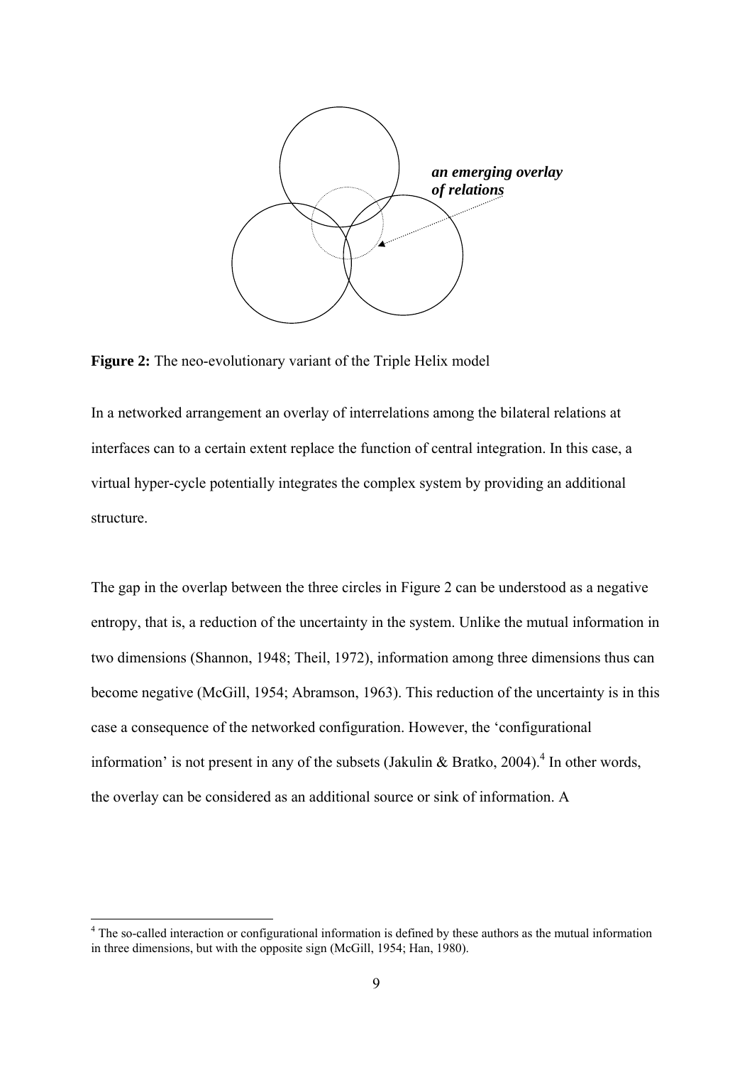*an emerging overlay of relations*

**Figure 2:** The neo-evolutionary variant of the Triple Helix model

In a networked arrangement an overlay of interrelations among the bilateral relations at interfaces can to a certain extent replace the function of central integration. In this case, a virtual hyper-cycle potentially integrates the complex system by providing an additional structure.

The gap in the overlap between the three circles in Figure 2 can be understood as a negative entropy, that is, a reduction of the uncertainty in the system. Unlike the mutual information in two dimensions (Shannon, 1948; Theil, 1972), information among three dimensions thus can become negative (McGill, 1954; Abramson, 1963). This reduction of the uncertainty is in this case a consequence of the networked configuration. However, the 'configurational information' is not present in any of the subsets (Jakulin & Bratko, 2004).[4] In other words, the overlay can be considered as an additional source or sink of information. A

---

[4] The so-called interaction or configurational information is defined by these authors as the mutual information in three dimensions, but with the opposite sign (McGill, 1954; Han, 1980).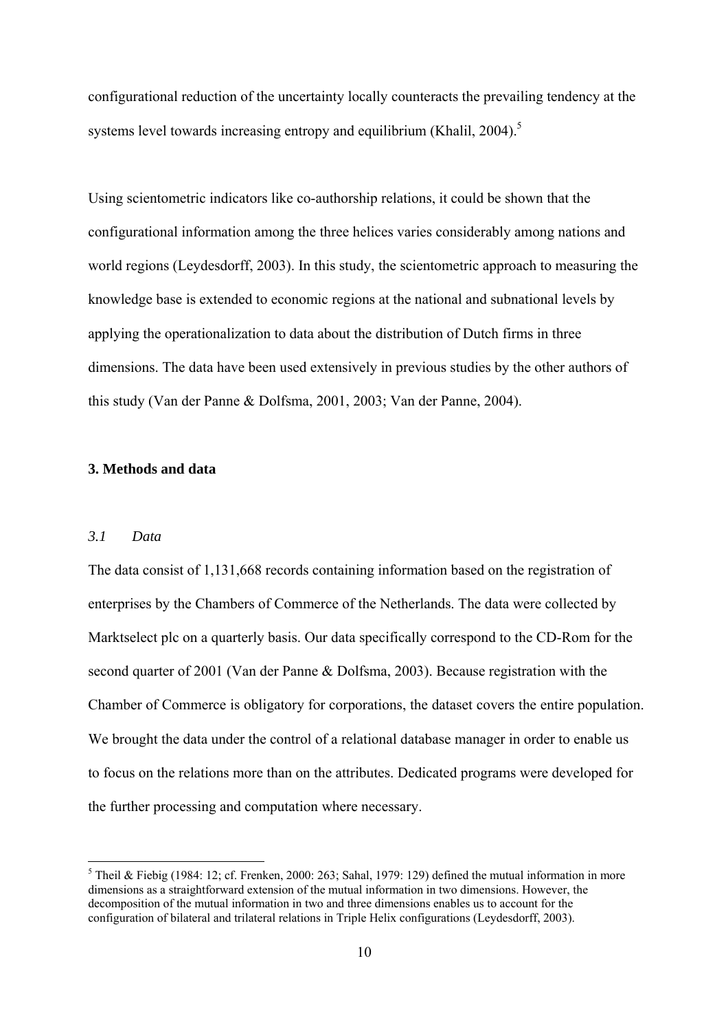configurational reduction of the uncertainty locally counteracts the prevailing tendency at the systems level towards increasing entropy and equilibrium (Khalil, 2004).[5]

Using scientometric indicators like co-authorship relations, it could be shown that the configurational information among the three helices varies considerably among nations and world regions (Leydesdorff, 2003). In this study, the scientometric approach to measuring the knowledge base is extended to economic regions at the national and subnational levels by applying the operationalization to data about the distribution of Dutch firms in three dimensions. The data have been used extensively in previous studies by the other authors of this study (Van der Panne & Dolfsma, 2001, 2003; Van der Panne, 2004).

## 3. Methods and data

### *3.1 Data*

The data consist of 1,131,668 records containing information based on the registration of enterprises by the Chambers of Commerce of the Netherlands. The data were collected by Marktselect plc on a quarterly basis. Our data specifically correspond to the CD-Rom for the second quarter of 2001 (Van der Panne & Dolfsma, 2003). Because registration with the Chamber of Commerce is obligatory for corporations, the dataset covers the entire population. We brought the data under the control of a relational database manager in order to enable us to focus on the relations more than on the attributes. Dedicated programs were developed for the further processing and computation where necessary.

---

[5] Theil & Fiebig (1984: 12; cf. Frenken, 2000: 263; Sahal, 1979: 129) defined the mutual information in more dimensions as a straightforward extension of the mutual information in two dimensions. However, the decomposition of the mutual information in two and three dimensions enables us to account for the configuration of bilateral and trilateral relations in Triple Helix configurations (Leydesdorff, 2003).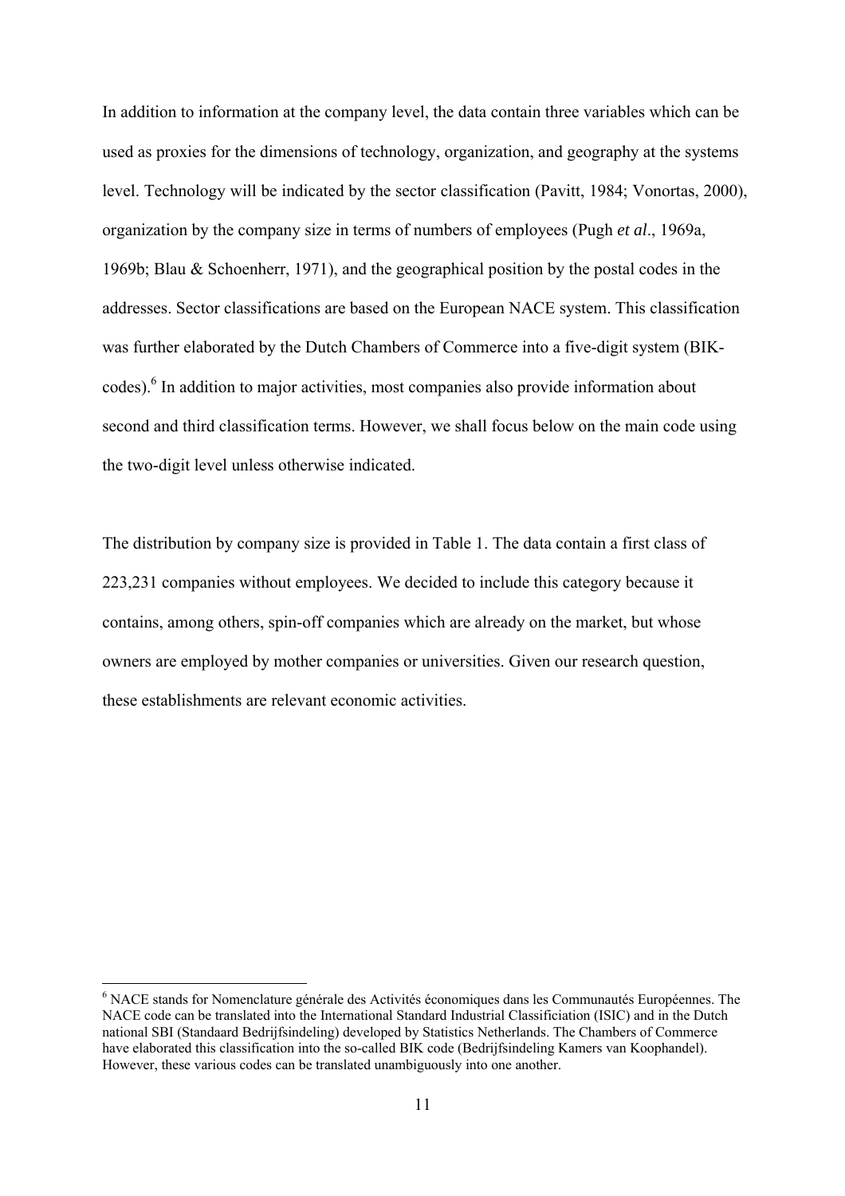In addition to information at the company level, the data contain three variables which can be used as proxies for the dimensions of technology, organization, and geography at the systems level. Technology will be indicated by the sector classification (Pavitt, 1984; Vonortas, 2000), organization by the company size in terms of numbers of employees (Pugh *et al*., 1969a, 1969b; Blau & Schoenherr, 1971), and the geographical position by the postal codes in the addresses. Sector classifications are based on the European NACE system. This classification was further elaborated by the Dutch Chambers of Commerce into a five-digit system (BIK-codes).[6] In addition to major activities, most companies also provide information about second and third classification terms. However, we shall focus below on the main code using the two-digit level unless otherwise indicated.

The distribution by company size is provided in Table 1. The data contain a first class of 223,231 companies without employees. We decided to include this category because it contains, among others, spin-off companies which are already on the market, but whose owners are employed by mother companies or universities. Given our research question, these establishments are relevant economic activities.

---

[6] NACE stands for Nomenclature générale des Activités économiques dans les Communautés Européennes. The NACE code can be translated into the International Standard Industrial Classificiation (ISIC) and in the Dutch national SBI (Standaard Bedrijfsindeling) developed by Statistics Netherlands. The Chambers of Commerce have elaborated this classification into the so-called BIK code (Bedrijfsindeling Kamers van Koophandel). However, these various codes can be translated unambiguously into one another.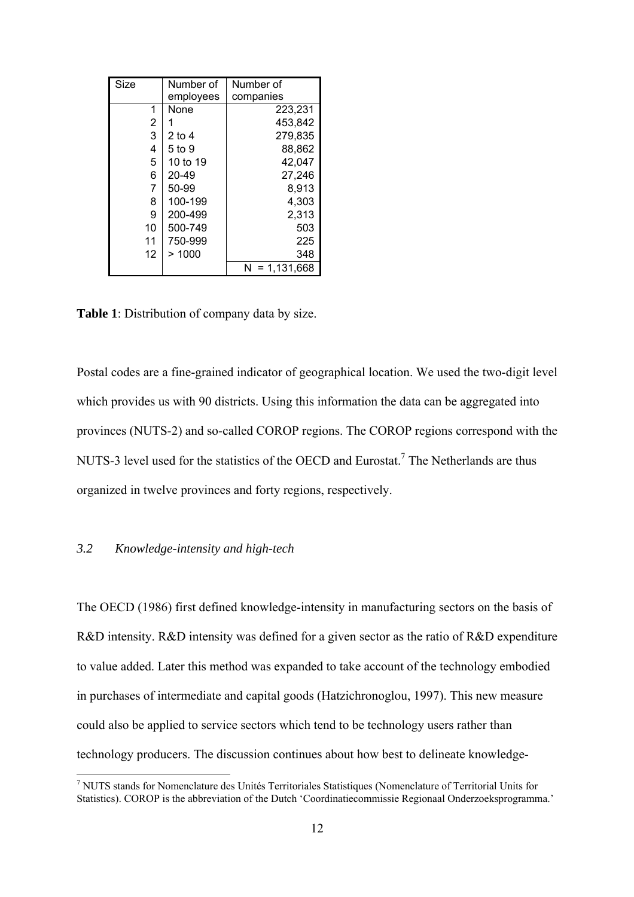| Size | Number of employees | Number of companies |
|---|---|---|
| 1 | None | 223,231 |
| 2 | 1 | 453,842 |
| 3 | 2 to 4 | 279,835 |
| 4 | 5 to 9 | 88,862 |
| 5 | 10 to 19 | 42,047 |
| 6 | 20-49 | 27,246 |
| 7 | 50-99 | 8,913 |
| 8 | 100-199 | 4,303 |
| 9 | 200-499 | 2,313 |
| 10 | 500-749 | 503 |
| 11 | 750-999 | 225 |
| 12 | > 1000 | 348 |
| | | N = 1,131,668 |

**Table 1**: Distribution of company data by size.

Postal codes are a fine-grained indicator of geographical location. We used the two-digit level which provides us with 90 districts. Using this information the data can be aggregated into provinces (NUTS-2) and so-called COROP regions. The COROP regions correspond with the NUTS-3 level used for the statistics of the OECD and Eurostat.[7] The Netherlands are thus organized in twelve provinces and forty regions, respectively.

### *3.2 Knowledge-intensity and high-tech*

The OECD (1986) first defined knowledge-intensity in manufacturing sectors on the basis of R&D intensity. R&D intensity was defined for a given sector as the ratio of R&D expenditure to value added. Later this method was expanded to take account of the technology embodied in purchases of intermediate and capital goods (Hatzichronoglou, 1997). This new measure could also be applied to service sectors which tend to be technology users rather than technology producers. The discussion continues about how best to delineate knowledge-

[7] NUTS stands for Nomenclature des Unités Territoriales Statistiques (Nomenclature of Territorial Units for Statistics). COROP is the abbreviation of the Dutch 'Coordinatiecommissie Regionaal Onderzoeksprogramma.'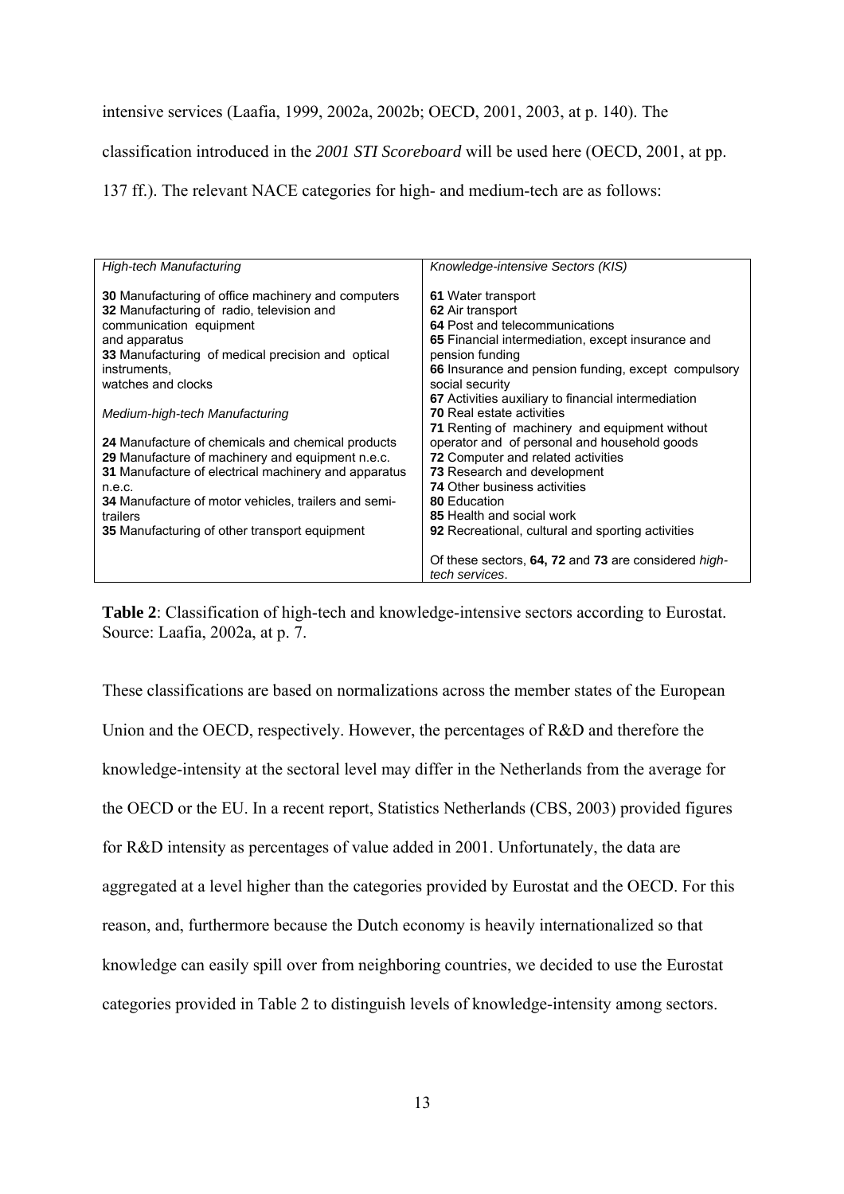intensive services (Laafia, 1999, 2002a, 2002b; OECD, 2001, 2003, at p. 140). The classification introduced in the *2001 STI Scoreboard* will be used here (OECD, 2001, at pp. 137 ff.). The relevant NACE categories for high- and medium-tech are as follows:

| *High-tech Manufacturing*<br><br>**30** Manufacturing of office machinery and computers<br>**32** Manufacturing of radio, television and communication equipment and apparatus<br>**33** Manufacturing of medical precision and optical instruments, watches and clocks<br><br>*Medium-high-tech Manufacturing*<br><br>**24** Manufacture of chemicals and chemical products<br>**29** Manufacture of machinery and equipment n.e.c.<br>**31** Manufacture of electrical machinery and apparatus n.e.c.<br>**34** Manufacture of motor vehicles, trailers and semi-trailers<br>**35** Manufacturing of other transport equipment | *Knowledge-intensive Sectors (KIS)*<br><br>**61** Water transport<br>**62** Air transport<br>**64** Post and telecommunications<br>**65** Financial intermediation, except insurance and pension funding<br>**66** Insurance and pension funding, except compulsory social security<br>**67** Activities auxiliary to financial intermediation<br>**70** Real estate activities<br>**71** Renting of machinery and equipment without operator and of personal and household goods<br>**72** Computer and related activities<br>**73** Research and development<br>**74** Other business activities<br>**80** Education<br>**85** Health and social work<br>**92** Recreational, cultural and sporting activities<br><br>Of these sectors, **64, 72** and **73** are considered *high-tech services*. |
| --- | --- |

**Table 2**: Classification of high-tech and knowledge-intensive sectors according to Eurostat. Source: Laafia, 2002a, at p. 7.

These classifications are based on normalizations across the member states of the European Union and the OECD, respectively. However, the percentages of R&D and therefore the knowledge-intensity at the sectoral level may differ in the Netherlands from the average for the OECD or the EU. In a recent report, Statistics Netherlands (CBS, 2003) provided figures for R&D intensity as percentages of value added in 2001. Unfortunately, the data are aggregated at a level higher than the categories provided by Eurostat and the OECD. For this reason, and, furthermore because the Dutch economy is heavily internationalized so that knowledge can easily spill over from neighboring countries, we decided to use the Eurostat categories provided in Table 2 to distinguish levels of knowledge-intensity among sectors.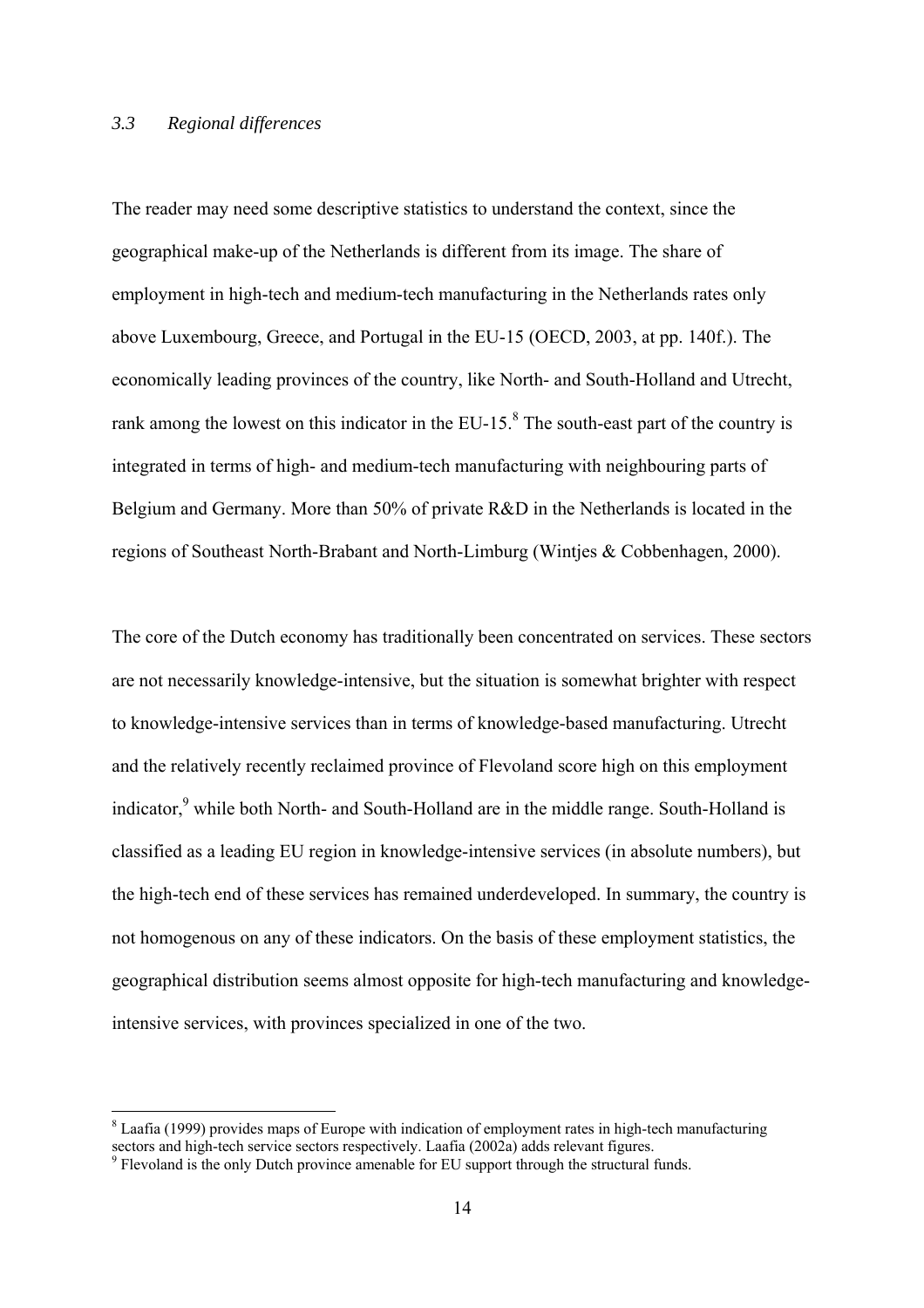### *3.3 Regional differences*

The reader may need some descriptive statistics to understand the context, since the geographical make-up of the Netherlands is different from its image. The share of employment in high-tech and medium-tech manufacturing in the Netherlands rates only above Luxembourg, Greece, and Portugal in the EU-15 (OECD, 2003, at pp. 140f.). The economically leading provinces of the country, like North- and South-Holland and Utrecht, rank among the lowest on this indicator in the EU-15.[8] The south-east part of the country is integrated in terms of high- and medium-tech manufacturing with neighbouring parts of Belgium and Germany. More than 50% of private R&D in the Netherlands is located in the regions of Southeast North-Brabant and North-Limburg (Wintjes & Cobbenhagen, 2000).

The core of the Dutch economy has traditionally been concentrated on services. These sectors are not necessarily knowledge-intensive, but the situation is somewhat brighter with respect to knowledge-intensive services than in terms of knowledge-based manufacturing. Utrecht and the relatively recently reclaimed province of Flevoland score high on this employment indicator,[9] while both North- and South-Holland are in the middle range. South-Holland is classified as a leading EU region in knowledge-intensive services (in absolute numbers), but the high-tech end of these services has remained underdeveloped. In summary, the country is not homogenous on any of these indicators. On the basis of these employment statistics, the geographical distribution seems almost opposite for high-tech manufacturing and knowledge-intensive services, with provinces specialized in one of the two.

---

[8] Laafia (1999) provides maps of Europe with indication of employment rates in high-tech manufacturing sectors and high-tech service sectors respectively. Laafia (2002a) adds relevant figures.

[9] Flevoland is the only Dutch province amenable for EU support through the structural funds.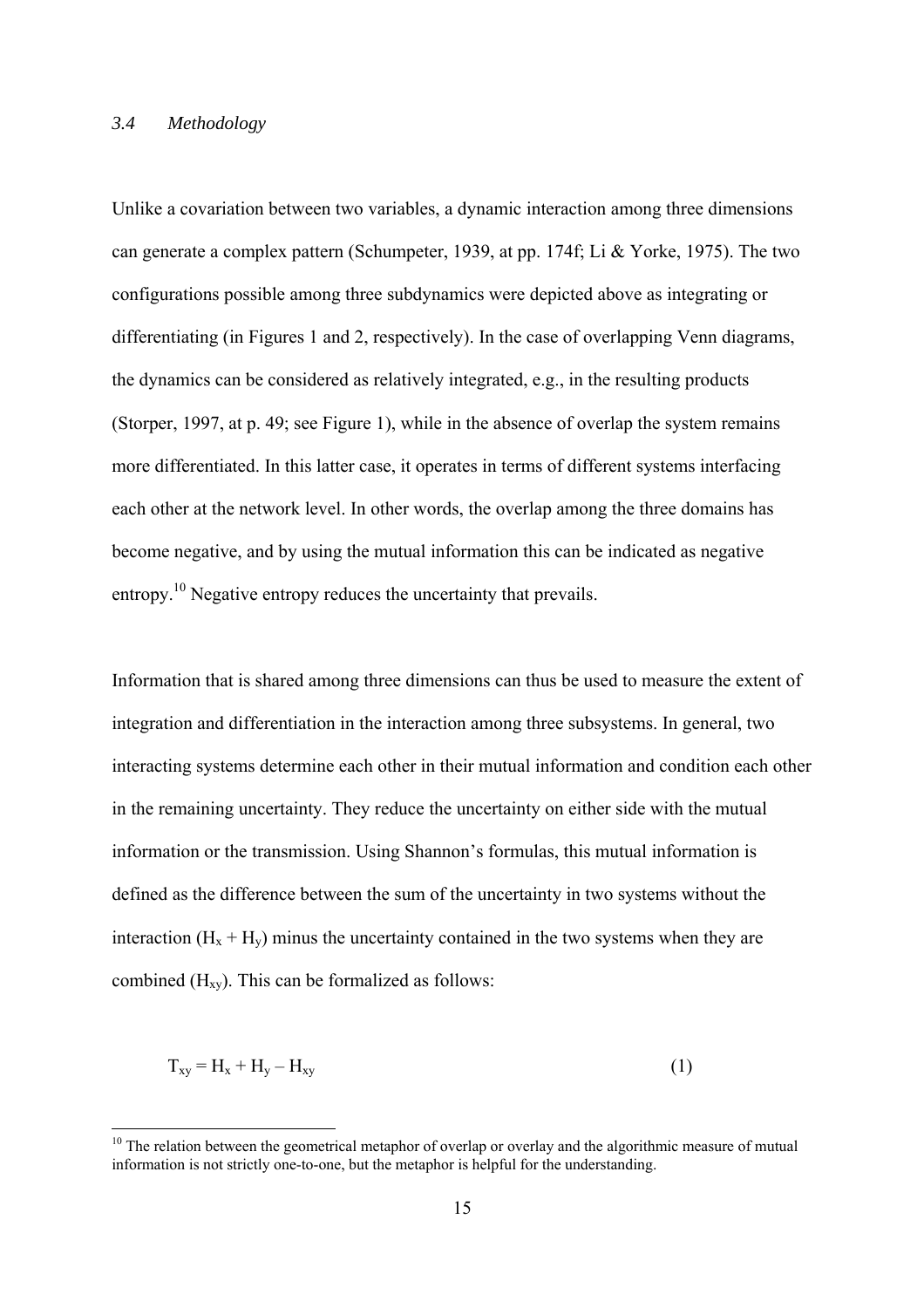### *3.4 Methodology*

Unlike a covariation between two variables, a dynamic interaction among three dimensions can generate a complex pattern (Schumpeter, 1939, at pp. 174f; Li & Yorke, 1975). The two configurations possible among three subdynamics were depicted above as integrating or differentiating (in Figures 1 and 2, respectively). In the case of overlapping Venn diagrams, the dynamics can be considered as relatively integrated, e.g., in the resulting products (Storper, 1997, at p. 49; see Figure 1), while in the absence of overlap the system remains more differentiated. In this latter case, it operates in terms of different systems interfacing each other at the network level. In other words, the overlap among the three domains has become negative, and by using the mutual information this can be indicated as negative entropy.[10] Negative entropy reduces the uncertainty that prevails.

Information that is shared among three dimensions can thus be used to measure the extent of integration and differentiation in the interaction among three subsystems. In general, two interacting systems determine each other in their mutual information and condition each other in the remaining uncertainty. They reduce the uncertainty on either side with the mutual information or the transmission. Using Shannon's formulas, this mutual information is defined as the difference between the sum of the uncertainty in two systems without the interaction ($H_x + H_y$) minus the uncertainty contained in the two systems when they are combined ($H_{xy}$). This can be formalized as follows:

$$T_{xy} = H_x + H_y - H_{xy} \qquad (1)$$

[10] The relation between the geometrical metaphor of overlap or overlay and the algorithmic measure of mutual information is not strictly one-to-one, but the metaphor is helpful for the understanding.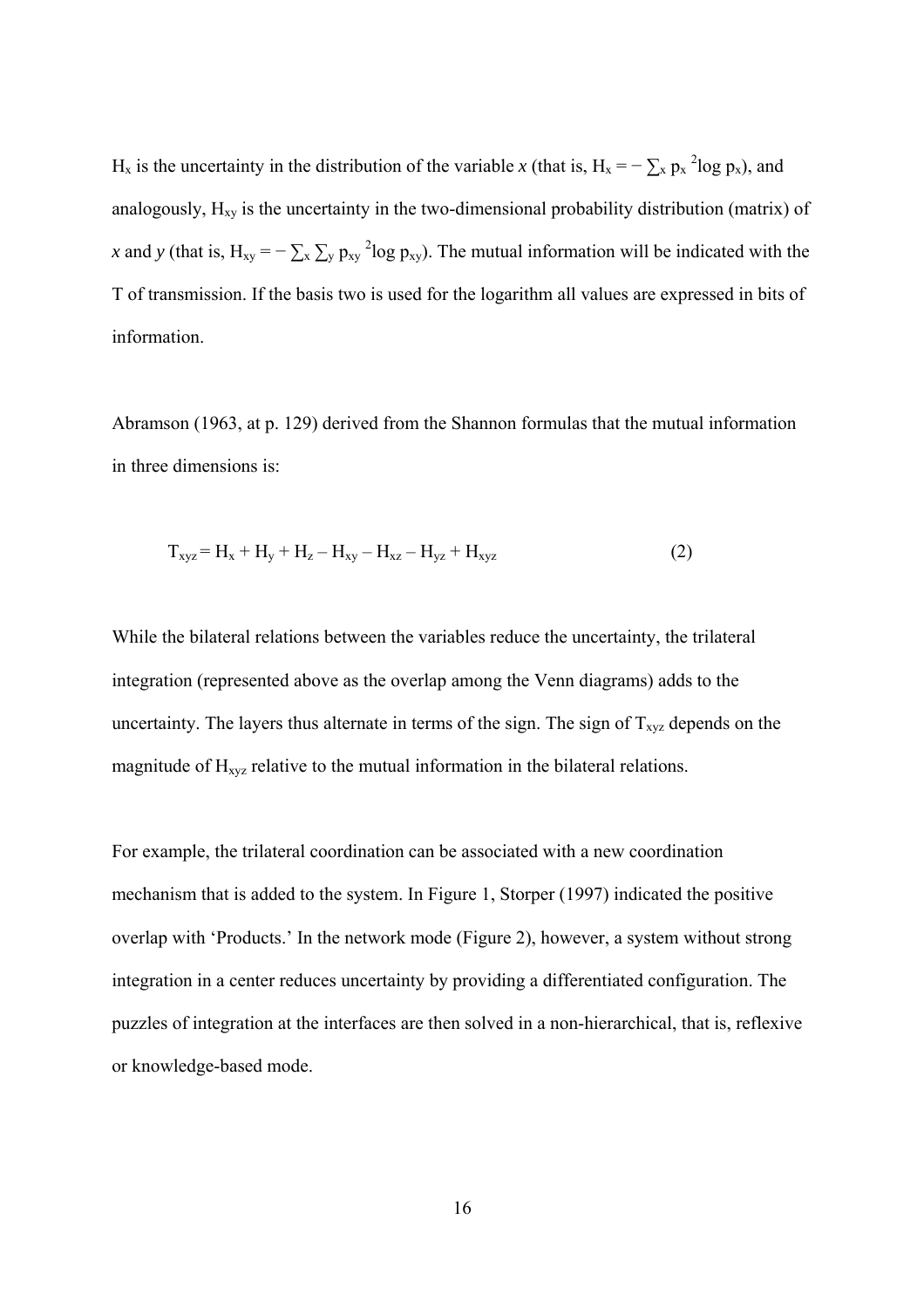$H_x$ is the uncertainty in the distribution of the variable *x* (that is, $H_x = -\sum_x p_x \,{}^2\!\log p_x$), and analogously, $H_{xy}$ is the uncertainty in the two-dimensional probability distribution (matrix) of *x* and *y* (that is, $H_{xy} = -\sum_x \sum_y p_{xy} \,{}^2\!\log p_{xy}$). The mutual information will be indicated with the T of transmission. If the basis two is used for the logarithm all values are expressed in bits of information.

Abramson (1963, at p. 129) derived from the Shannon formulas that the mutual information in three dimensions is:

$$T_{xyz} = H_x + H_y + H_z - H_{xy} - H_{xz} - H_{yz} + H_{xyz} \tag{2}$$

While the bilateral relations between the variables reduce the uncertainty, the trilateral integration (represented above as the overlap among the Venn diagrams) adds to the uncertainty. The layers thus alternate in terms of the sign. The sign of $T_{xyz}$ depends on the magnitude of $H_{xyz}$ relative to the mutual information in the bilateral relations.

For example, the trilateral coordination can be associated with a new coordination mechanism that is added to the system. In Figure 1, Storper (1997) indicated the positive overlap with 'Products.' In the network mode (Figure 2), however, a system without strong integration in a center reduces uncertainty by providing a differentiated configuration. The puzzles of integration at the interfaces are then solved in a non-hierarchical, that is, reflexive or knowledge-based mode.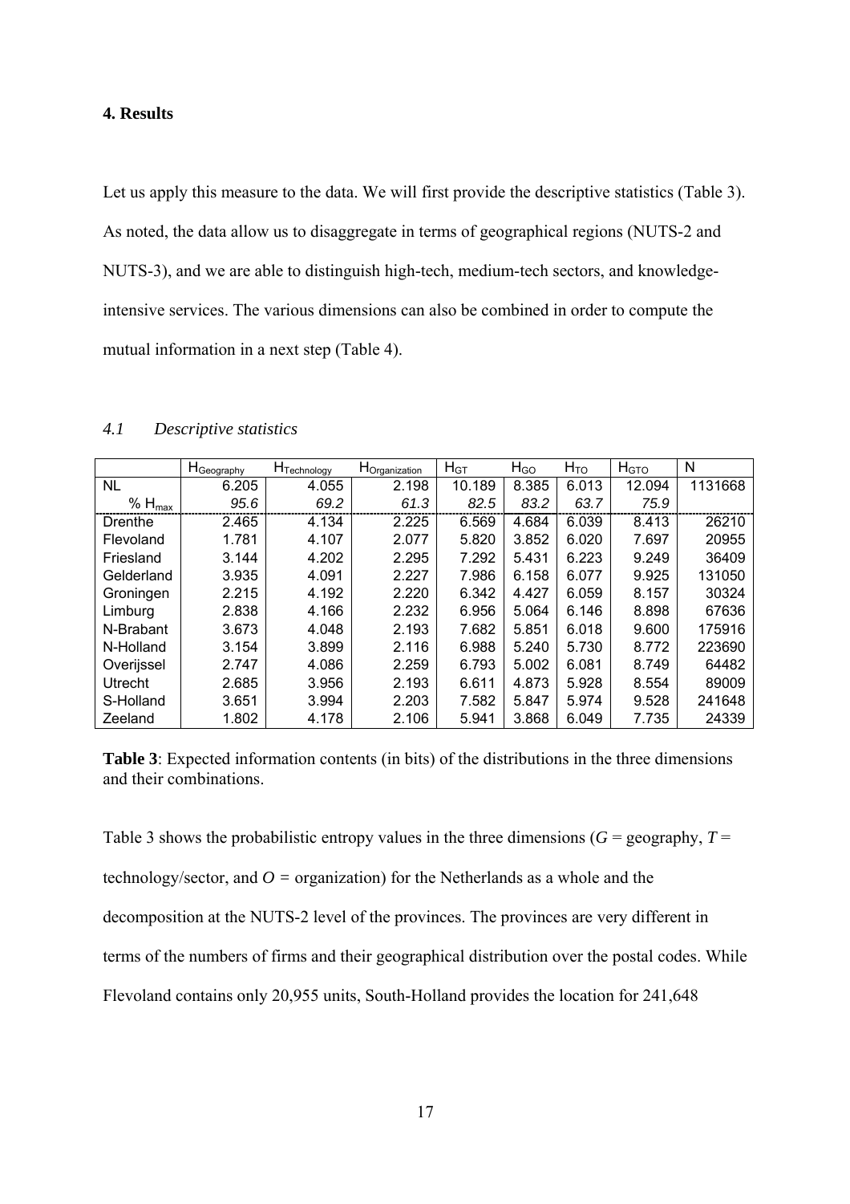## 4. Results

Let us apply this measure to the data. We will first provide the descriptive statistics (Table 3). As noted, the data allow us to disaggregate in terms of geographical regions (NUTS-2 and NUTS-3), and we are able to distinguish high-tech, medium-tech sectors, and knowledge-intensive services. The various dimensions can also be combined in order to compute the mutual information in a next step (Table 4).

### *4.1 Descriptive statistics*

| | $H_{Geography}$ | $H_{Technology}$ | $H_{Organization}$ | $H_{GT}$ | $H_{GO}$ | $H_{TO}$ | $H_{GTO}$ | N |
|---|---|---|---|---|---|---|---|---|
| NL | 6.205 | 4.055 | 2.198 | 10.189 | 8.385 | 6.013 | 12.094 | 1131668 |
| % $H_{max}$ | *95.6* | *69.2* | *61.3* | *82.5* | *83.2* | *63.7* | *75.9* | |
| Drenthe | 2.465 | 4.134 | 2.225 | 6.569 | 4.684 | 6.039 | 8.413 | 26210 |
| Flevoland | 1.781 | 4.107 | 2.077 | 5.820 | 3.852 | 6.020 | 7.697 | 20955 |
| Friesland | 3.144 | 4.202 | 2.295 | 7.292 | 5.431 | 6.223 | 9.249 | 36409 |
| Gelderland | 3.935 | 4.091 | 2.227 | 7.986 | 6.158 | 6.077 | 9.925 | 131050 |
| Groningen | 2.215 | 4.192 | 2.220 | 6.342 | 4.427 | 6.059 | 8.157 | 30324 |
| Limburg | 2.838 | 4.166 | 2.232 | 6.956 | 5.064 | 6.146 | 8.898 | 67636 |
| N-Brabant | 3.673 | 4.048 | 2.193 | 7.682 | 5.851 | 6.018 | 9.600 | 175916 |
| N-Holland | 3.154 | 3.899 | 2.116 | 6.988 | 5.240 | 5.730 | 8.772 | 223690 |
| Overijssel | 2.747 | 4.086 | 2.259 | 6.793 | 5.002 | 6.081 | 8.749 | 64482 |
| Utrecht | 2.685 | 3.956 | 2.193 | 6.611 | 4.873 | 5.928 | 8.554 | 89009 |
| S-Holland | 3.651 | 3.994 | 2.203 | 7.582 | 5.847 | 5.974 | 9.528 | 241648 |
| Zeeland | 1.802 | 4.178 | 2.106 | 5.941 | 3.868 | 6.049 | 7.735 | 24339 |

**Table 3**: Expected information contents (in bits) of the distributions in the three dimensions and their combinations.

Table 3 shows the probabilistic entropy values in the three dimensions ($G$ = geography, $T$ = technology/sector, and $O$ = organization) for the Netherlands as a whole and the decomposition at the NUTS-2 level of the provinces. The provinces are very different in terms of the numbers of firms and their geographical distribution over the postal codes. While Flevoland contains only 20,955 units, South-Holland provides the location for 241,648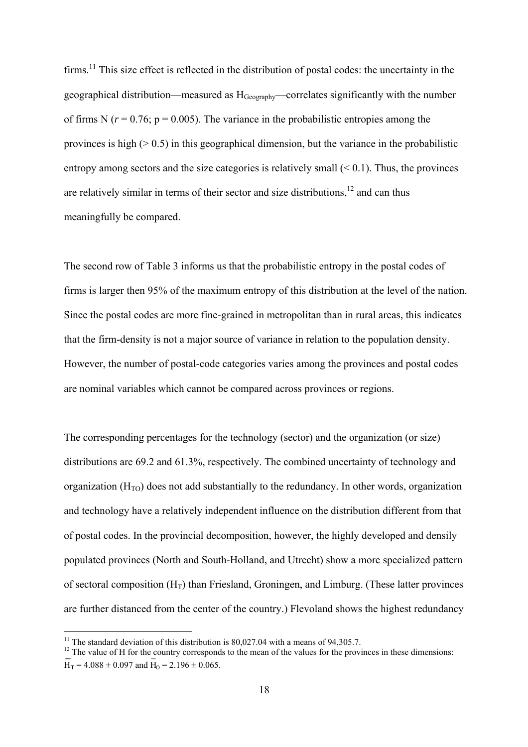firms.[11] This size effect is reflected in the distribution of postal codes: the uncertainty in the geographical distribution—measured as $H_{Geography}$—correlates significantly with the number of firms N ($r = 0.76$; $p = 0.005$). The variance in the probabilistic entropies among the provinces is high (> 0.5) in this geographical dimension, but the variance in the probabilistic entropy among sectors and the size categories is relatively small (< 0.1). Thus, the provinces are relatively similar in terms of their sector and size distributions,[12] and can thus meaningfully be compared.

The second row of Table 3 informs us that the probabilistic entropy in the postal codes of firms is larger then 95% of the maximum entropy of this distribution at the level of the nation. Since the postal codes are more fine-grained in metropolitan than in rural areas, this indicates that the firm-density is not a major source of variance in relation to the population density. However, the number of postal-code categories varies among the provinces and postal codes are nominal variables which cannot be compared across provinces or regions.

The corresponding percentages for the technology (sector) and the organization (or size) distributions are 69.2 and 61.3%, respectively. The combined uncertainty of technology and organization ($H_{TO}$) does not add substantially to the redundancy. In other words, organization and technology have a relatively independent influence on the distribution different from that of postal codes. In the provincial decomposition, however, the highly developed and densily populated provinces (North and South-Holland, and Utrecht) show a more specialized pattern of sectoral composition ($H_T$) than Friesland, Groningen, and Limburg. (These latter provinces are further distanced from the center of the country.) Flevoland shows the highest redundancy

[11] The standard deviation of this distribution is 80,027.04 with a means of 94,305.7.

[12] The value of H for the country corresponds to the mean of the values for the provinces in these dimensions: $\bar{H}_T = 4.088 \pm 0.097$ and $\bar{H}_O = 2.196 \pm 0.065$.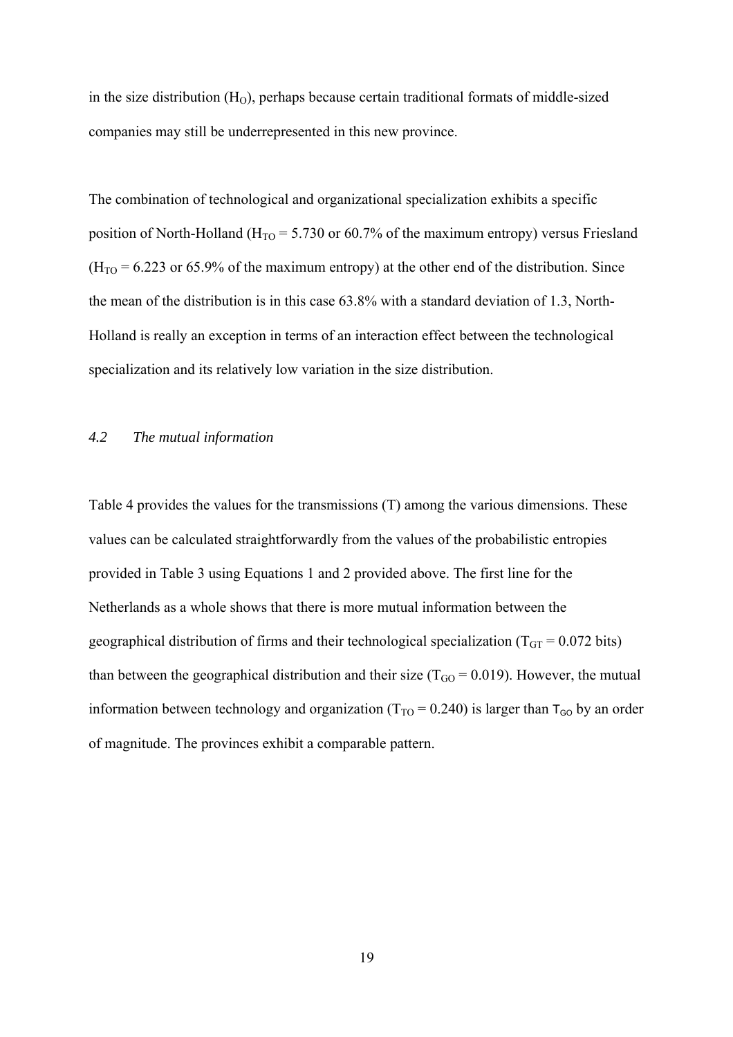in the size distribution ($H_O$), perhaps because certain traditional formats of middle-sized companies may still be underrepresented in this new province.

The combination of technological and organizational specialization exhibits a specific position of North-Holland ($H_{TO}$ = 5.730 or 60.7% of the maximum entropy) versus Friesland ($H_{TO}$ = 6.223 or 65.9% of the maximum entropy) at the other end of the distribution. Since the mean of the distribution is in this case 63.8% with a standard deviation of 1.3, North-Holland is really an exception in terms of an interaction effect between the technological specialization and its relatively low variation in the size distribution.

### *4.2 The mutual information*

Table 4 provides the values for the transmissions (T) among the various dimensions. These values can be calculated straightforwardly from the values of the probabilistic entropies provided in Table 3 using Equations 1 and 2 provided above. The first line for the Netherlands as a whole shows that there is more mutual information between the geographical distribution of firms and their technological specialization ($T_{GT}$ = 0.072 bits) than between the geographical distribution and their size ($T_{GO}$ = 0.019). However, the mutual information between technology and organization ($T_{TO}$ = 0.240) is larger than $T_{GO}$ by an order of magnitude. The provinces exhibit a comparable pattern.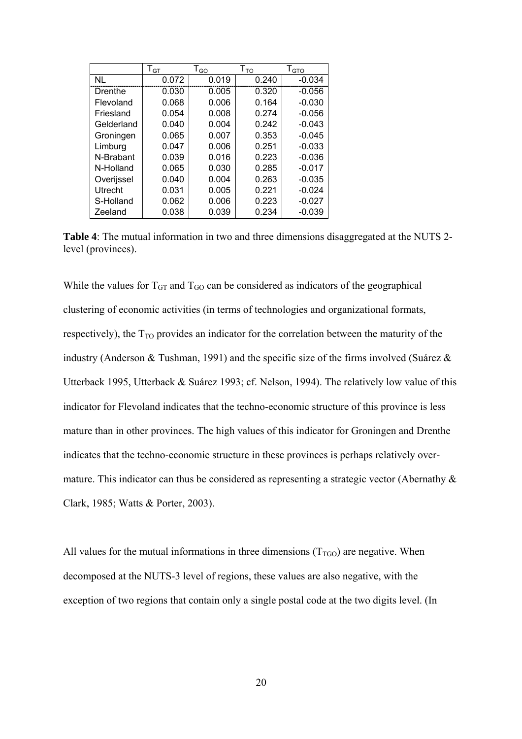| | $T_{GT}$ | $T_{GO}$ | $T_{TO}$ | $T_{GTO}$ |
|---|---|---|---|---|
| NL | 0.072 | 0.019 | 0.240 | -0.034 |
| Drenthe | 0.030 | 0.005 | 0.320 | -0.056 |
| Flevoland | 0.068 | 0.006 | 0.164 | -0.030 |
| Friesland | 0.054 | 0.008 | 0.274 | -0.056 |
| Gelderland | 0.040 | 0.004 | 0.242 | -0.043 |
| Groningen | 0.065 | 0.007 | 0.353 | -0.045 |
| Limburg | 0.047 | 0.006 | 0.251 | -0.033 |
| N-Brabant | 0.039 | 0.016 | 0.223 | -0.036 |
| N-Holland | 0.065 | 0.030 | 0.285 | -0.017 |
| Overijssel | 0.040 | 0.004 | 0.263 | -0.035 |
| Utrecht | 0.031 | 0.005 | 0.221 | -0.024 |
| S-Holland | 0.062 | 0.006 | 0.223 | -0.027 |
| Zeeland | 0.038 | 0.039 | 0.234 | -0.039 |

**Table 4**: The mutual information in two and three dimensions disaggregated at the NUTS 2-level (provinces).

While the values for $T_{GT}$ and $T_{GO}$ can be considered as indicators of the geographical clustering of economic activities (in terms of technologies and organizational formats, respectively), the $T_{TO}$ provides an indicator for the correlation between the maturity of the industry (Anderson & Tushman, 1991) and the specific size of the firms involved (Suárez & Utterback 1995, Utterback & Suárez 1993; cf. Nelson, 1994). The relatively low value of this indicator for Flevoland indicates that the techno-economic structure of this province is less mature than in other provinces. The high values of this indicator for Groningen and Drenthe indicates that the techno-economic structure in these provinces is perhaps relatively over-mature. This indicator can thus be considered as representing a strategic vector (Abernathy & Clark, 1985; Watts & Porter, 2003).

All values for the mutual informations in three dimensions ($T_{TGO}$) are negative. When decomposed at the NUTS-3 level of regions, these values are also negative, with the exception of two regions that contain only a single postal code at the two digits level. (In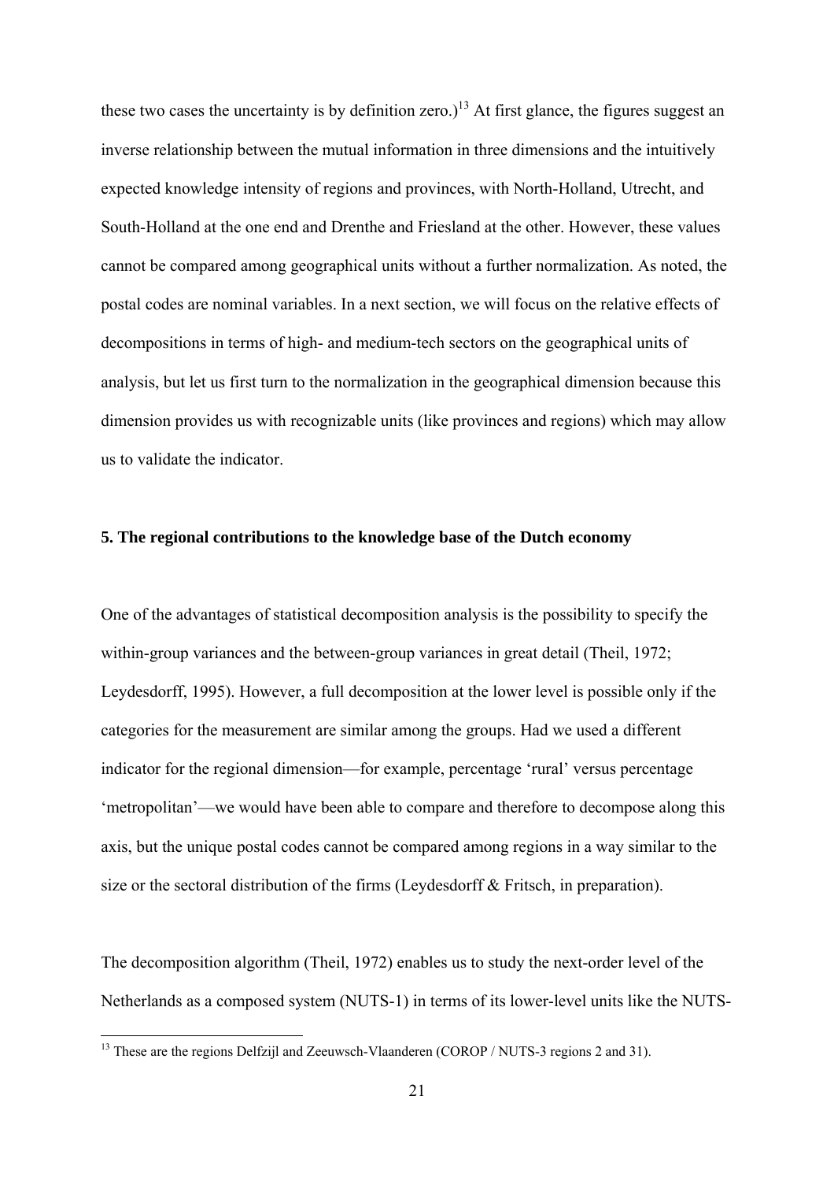these two cases the uncertainty is by definition zero.)[13] At first glance, the figures suggest an inverse relationship between the mutual information in three dimensions and the intuitively expected knowledge intensity of regions and provinces, with North-Holland, Utrecht, and South-Holland at the one end and Drenthe and Friesland at the other. However, these values cannot be compared among geographical units without a further normalization. As noted, the postal codes are nominal variables. In a next section, we will focus on the relative effects of decompositions in terms of high- and medium-tech sectors on the geographical units of analysis, but let us first turn to the normalization in the geographical dimension because this dimension provides us with recognizable units (like provinces and regions) which may allow us to validate the indicator.

### 5. The regional contributions to the knowledge base of the Dutch economy

One of the advantages of statistical decomposition analysis is the possibility to specify the within-group variances and the between-group variances in great detail (Theil, 1972; Leydesdorff, 1995). However, a full decomposition at the lower level is possible only if the categories for the measurement are similar among the groups. Had we used a different indicator for the regional dimension—for example, percentage 'rural' versus percentage 'metropolitan'—we would have been able to compare and therefore to decompose along this axis, but the unique postal codes cannot be compared among regions in a way similar to the size or the sectoral distribution of the firms (Leydesdorff & Fritsch, in preparation).

The decomposition algorithm (Theil, 1972) enables us to study the next-order level of the Netherlands as a composed system (NUTS-1) in terms of its lower-level units like the NUTS-

[13] These are the regions Delfzijl and Zeeuwsch-Vlaanderen (COROP / NUTS-3 regions 2 and 31).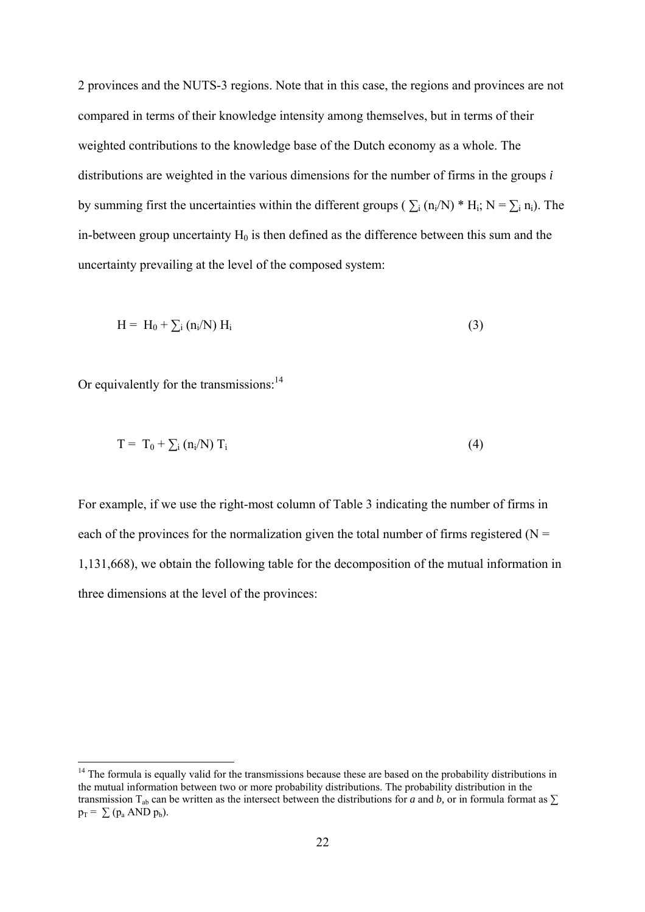2 provinces and the NUTS-3 regions. Note that in this case, the regions and provinces are not compared in terms of their knowledge intensity among themselves, but in terms of their weighted contributions to the knowledge base of the Dutch economy as a whole. The distributions are weighted in the various dimensions for the number of firms in the groups *i* by summing first the uncertainties within the different groups ( $\sum_i (n_i/N) * H_i$; $N = \sum_i n_i$). The in-between group uncertainty $H_0$ is then defined as the difference between this sum and the uncertainty prevailing at the level of the composed system:

$$H = H_0 + \sum_i (n_i/N) H_i \tag{3}$$

Or equivalently for the transmissions:[14]

$$T = T_0 + \sum_i (n_i/N) T_i \tag{4}$$

For example, if we use the right-most column of Table 3 indicating the number of firms in each of the provinces for the normalization given the total number of firms registered (N = 1,131,668), we obtain the following table for the decomposition of the mutual information in three dimensions at the level of the provinces:

---

[14] The formula is equally valid for the transmissions because these are based on the probability distributions in the mutual information between two or more probability distributions. The probability distribution in the transmission $T_{ab}$ can be written as the intersect between the distributions for *a* and *b*, or in formula format as $\sum p_T = \sum (p_a \text{ AND } p_b)$.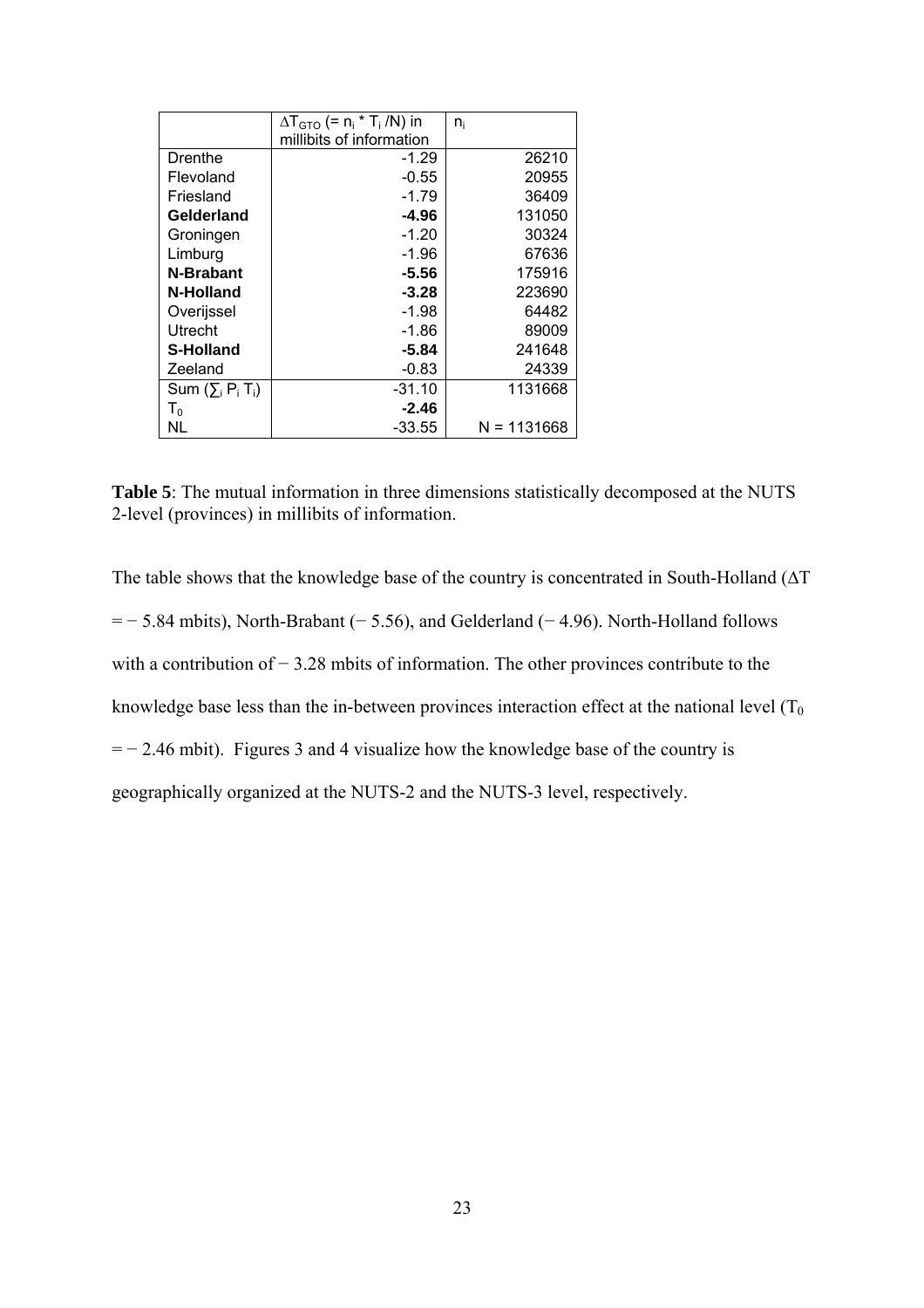| | $\Delta T_{GTO}$ (= $n_i$ * $T_i$ /N) in millibits of information | $n_i$ |
|---|---|---|
| Drenthe | -1.29 | 26210 |
| Flevoland | -0.55 | 20955 |
| Friesland | -1.79 | 36409 |
| **Gelderland** | **-4.96** | 131050 |
| Groningen | -1.20 | 30324 |
| Limburg | -1.96 | 67636 |
| **N-Brabant** | **-5.56** | 175916 |
| **N-Holland** | **-3.28** | 223690 |
| Overijssel | -1.98 | 64482 |
| Utrecht | -1.86 | 89009 |
| **S-Holland** | **-5.84** | 241648 |
| Zeeland | -0.83 | 24339 |
| Sum ($\sum_i P_i T_i$) | -31.10 | 1131668 |
| $T_0$ | **-2.46** | |
| NL | -33.55 | N = 1131668 |

**Table 5**: The mutual information in three dimensions statistically decomposed at the NUTS 2-level (provinces) in millibits of information.

The table shows that the knowledge base of the country is concentrated in South-Holland ($\Delta T = -5.84$ mbits), North-Brabant ($-5.56$), and Gelderland ($-4.96$). North-Holland follows with a contribution of $-3.28$ mbits of information. The other provinces contribute to the knowledge base less than the in-between provinces interaction effect at the national level ($T_0 = -2.46$ mbit). Figures 3 and 4 visualize how the knowledge base of the country is geographically organized at the NUTS-2 and the NUTS-3 level, respectively.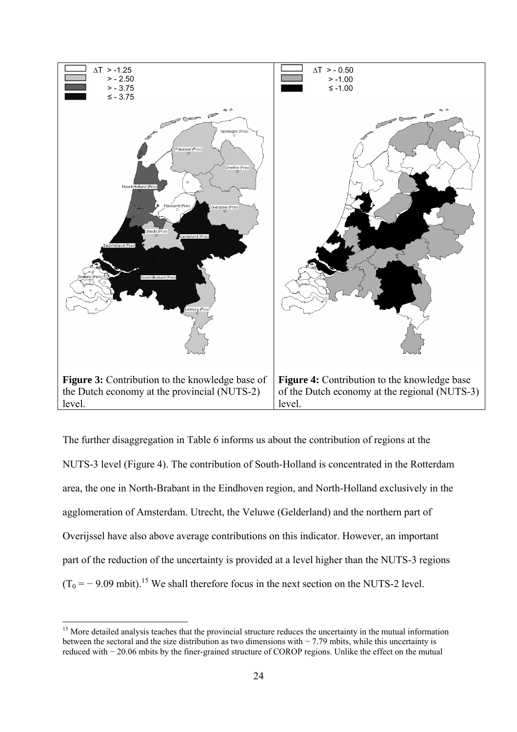**Figure 3:** Contribution to the knowledge base of the Dutch economy at the provincial (NUTS-2) level.

**Figure 4:** Contribution to the knowledge base of the Dutch economy at the regional (NUTS-3) level.

The further disaggregation in Table 6 informs us about the contribution of regions at the NUTS-3 level (Figure 4). The contribution of South-Holland is concentrated in the Rotterdam area, the one in North-Brabant in the Eindhoven region, and North-Holland exclusively in the agglomeration of Amsterdam. Utrecht, the Veluwe (Gelderland) and the northern part of Overijssel have also above average contributions on this indicator. However, an important part of the reduction of the uncertainty is provided at a level higher than the NUTS-3 regions ($T_0 = -9.09$ mbit).[15] We shall therefore focus in the next section on the NUTS-2 level.

[15] More detailed analysis teaches that the provincial structure reduces the uncertainty in the mutual information between the sectoral and the size distribution as two dimensions with − 7.79 mbits, while this uncertainty is reduced with − 20.06 mbits by the finer-grained structure of COROP regions. Unlike the effect on the mutual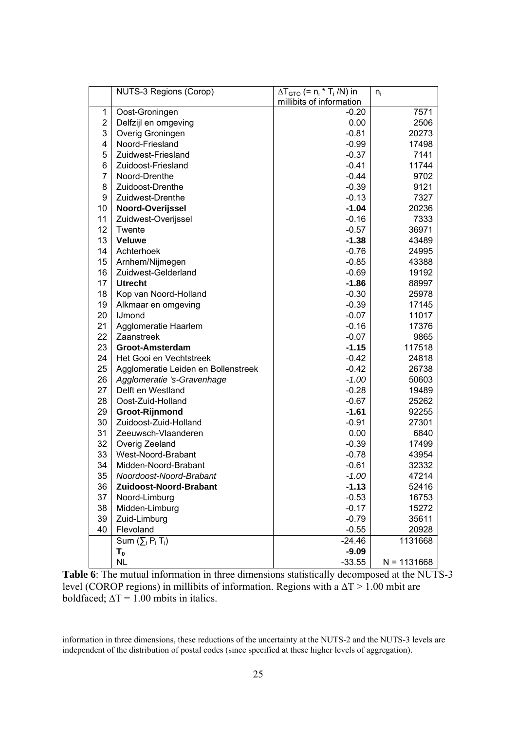| | NUTS-3 Regions (Corop) | $\Delta T_{GTO}$ (= $n_i * T_i / N$) in millibits of information | $n_i$ |
|---|---|---|---|
| 1 | Oost-Groningen | -0.20 | 7571 |
| 2 | Delfzijl en omgeving | 0.00 | 2506 |
| 3 | Overig Groningen | -0.81 | 20273 |
| 4 | Noord-Friesland | -0.99 | 17498 |
| 5 | Zuidwest-Friesland | -0.37 | 7141 |
| 6 | Zuidoost-Friesland | -0.41 | 11744 |
| 7 | Noord-Drenthe | -0.44 | 9702 |
| 8 | Zuidoost-Drenthe | -0.39 | 9121 |
| 9 | Zuidwest-Drenthe | -0.13 | 7327 |
| 10 | **Noord-Overijssel** | **-1.04** | 20236 |
| 11 | Zuidwest-Overijssel | -0.16 | 7333 |
| 12 | Twente | -0.57 | 36971 |
| 13 | **Veluwe** | **-1.38** | 43489 |
| 14 | Achterhoek | -0.76 | 24995 |
| 15 | Arnhem/Nijmegen | -0.85 | 43388 |
| 16 | Zuidwest-Gelderland | -0.69 | 19192 |
| 17 | **Utrecht** | **-1.86** | 88997 |
| 18 | Kop van Noord-Holland | -0.30 | 25978 |
| 19 | Alkmaar en omgeving | -0.39 | 17145 |
| 20 | IJmond | -0.07 | 11017 |
| 21 | Agglomeratie Haarlem | -0.16 | 17376 |
| 22 | Zaanstreek | -0.07 | 9865 |
| 23 | **Groot-Amsterdam** | **-1.15** | 117518 |
| 24 | Het Gooi en Vechtstreek | -0.42 | 24818 |
| 25 | Agglomeratie Leiden en Bollenstreek | -0.42 | 26738 |
| 26 | *Agglomeratie 's-Gravenhage* | *-1.00* | 50603 |
| 27 | Delft en Westland | -0.28 | 19489 |
| 28 | Oost-Zuid-Holland | -0.67 | 25262 |
| 29 | **Groot-Rijnmond** | **-1.61** | 92255 |
| 30 | Zuidoost-Zuid-Holland | -0.91 | 27301 |
| 31 | Zeeuwsch-Vlaanderen | 0.00 | 6840 |
| 32 | Overig Zeeland | -0.39 | 17499 |
| 33 | West-Noord-Brabant | -0.78 | 43954 |
| 34 | Midden-Noord-Brabant | -0.61 | 32332 |
| 35 | *Noordoost-Noord-Brabant* | *-1.00* | 47214 |
| 36 | **Zuidoost-Noord-Brabant** | **-1.13** | 52416 |
| 37 | Noord-Limburg | -0.53 | 16753 |
| 38 | Midden-Limburg | -0.17 | 15272 |
| 39 | Zuid-Limburg | -0.79 | 35611 |
| 40 | Flevoland | -0.55 | 20928 |
| | Sum ($\sum_i P_i T_i$) | -24.46 | 1131668 |
| | $\mathbf{T_0}$ | **-9.09** | |
| | NL | -33.55 | N = 1131668 |

**Table 6**: The mutual information in three dimensions statistically decomposed at the NUTS-3 level (COROP regions) in millibits of information. Regions with a $\Delta T > 1.00$ mbit are boldfaced; $\Delta T = 1.00$ mbits in italics.

---

information in three dimensions, these reductions of the uncertainty at the NUTS-2 and the NUTS-3 levels are independent of the distribution of postal codes (since specified at these higher levels of aggregation).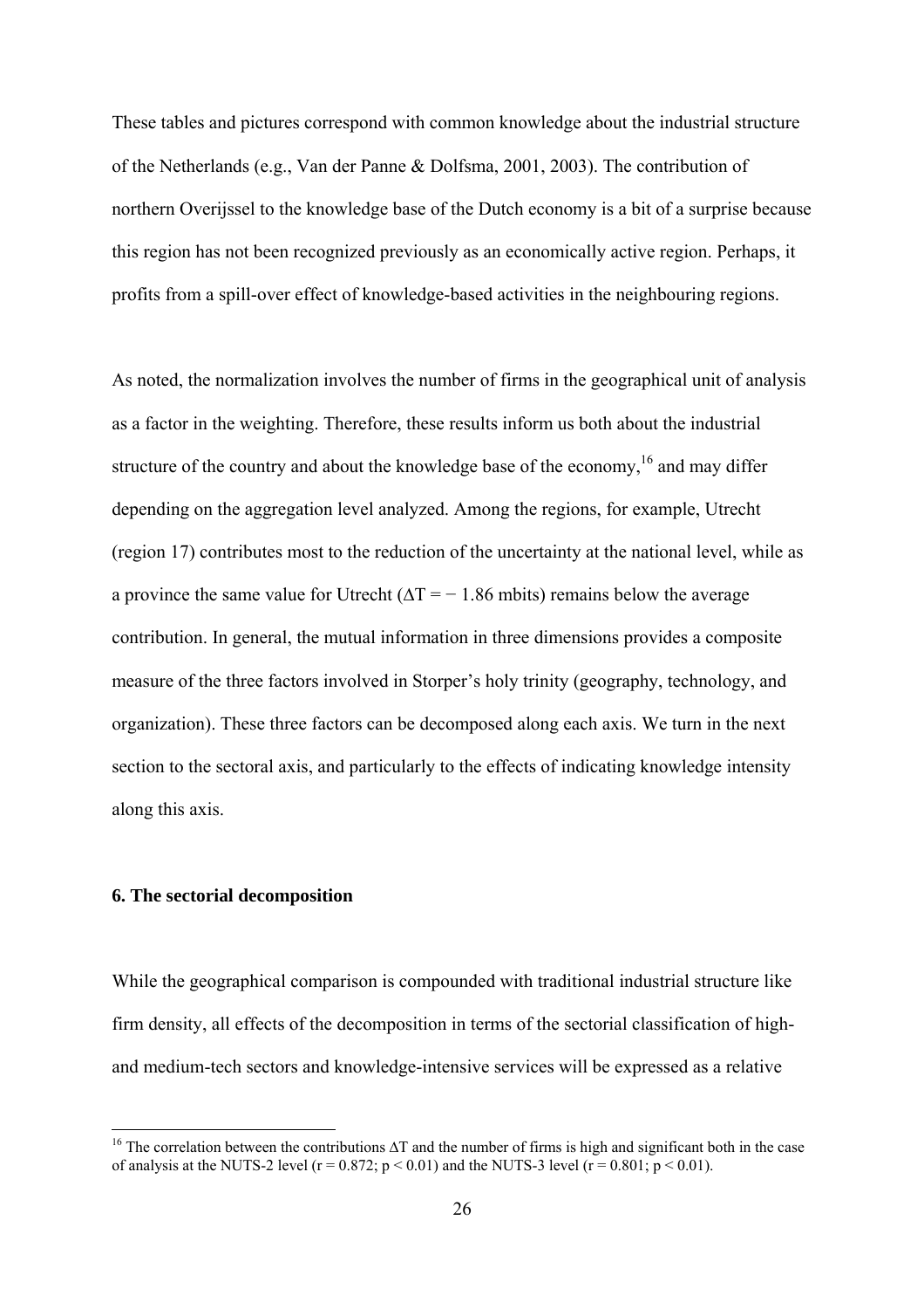These tables and pictures correspond with common knowledge about the industrial structure of the Netherlands (e.g., Van der Panne & Dolfsma, 2001, 2003). The contribution of northern Overijssel to the knowledge base of the Dutch economy is a bit of a surprise because this region has not been recognized previously as an economically active region. Perhaps, it profits from a spill-over effect of knowledge-based activities in the neighbouring regions.

As noted, the normalization involves the number of firms in the geographical unit of analysis as a factor in the weighting. Therefore, these results inform us both about the industrial structure of the country and about the knowledge base of the economy,[16] and may differ depending on the aggregation level analyzed. Among the regions, for example, Utrecht (region 17) contributes most to the reduction of the uncertainty at the national level, while as a province the same value for Utrecht ($\Delta T = -1.86$ mbits) remains below the average contribution. In general, the mutual information in three dimensions provides a composite measure of the three factors involved in Storper's holy trinity (geography, technology, and organization). These three factors can be decomposed along each axis. We turn in the next section to the sectoral axis, and particularly to the effects of indicating knowledge intensity along this axis.

## 6. The sectorial decomposition

While the geographical comparison is compounded with traditional industrial structure like firm density, all effects of the decomposition in terms of the sectorial classification of high- and medium-tech sectors and knowledge-intensive services will be expressed as a relative

[16] The correlation between the contributions $\Delta T$ and the number of firms is high and significant both in the case of analysis at the NUTS-2 level ($r = 0.872$; $p < 0.01$) and the NUTS-3 level ($r = 0.801$; $p < 0.01$).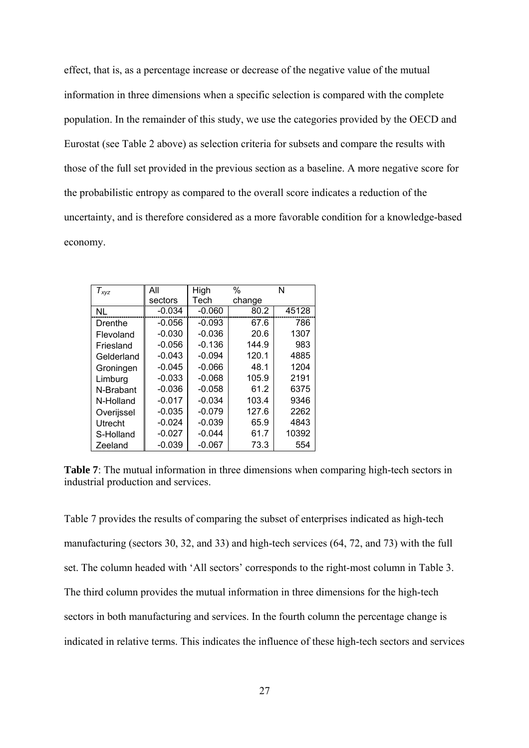effect, that is, as a percentage increase or decrease of the negative value of the mutual information in three dimensions when a specific selection is compared with the complete population. In the remainder of this study, we use the categories provided by the OECD and Eurostat (see Table 2 above) as selection criteria for subsets and compare the results with those of the full set provided in the previous section as a baseline. A more negative score for the probabilistic entropy as compared to the overall score indicates a reduction of the uncertainty, and is therefore considered as a more favorable condition for a knowledge-based economy.

| $T_{xyz}$ | All sectors | High Tech | % change | N |
|---|---|---|---|---|
| NL | -0.034 | -0.060 | 80.2 | 45128 |
| Drenthe | -0.056 | -0.093 | 67.6 | 786 |
| Flevoland | -0.030 | -0.036 | 20.6 | 1307 |
| Friesland | -0.056 | -0.136 | 144.9 | 983 |
| Gelderland | -0.043 | -0.094 | 120.1 | 4885 |
| Groningen | -0.045 | -0.066 | 48.1 | 1204 |
| Limburg | -0.033 | -0.068 | 105.9 | 2191 |
| N-Brabant | -0.036 | -0.058 | 61.2 | 6375 |
| N-Holland | -0.017 | -0.034 | 103.4 | 9346 |
| Overijssel | -0.035 | -0.079 | 127.6 | 2262 |
| Utrecht | -0.024 | -0.039 | 65.9 | 4843 |
| S-Holland | -0.027 | -0.044 | 61.7 | 10392 |
| Zeeland | -0.039 | -0.067 | 73.3 | 554 |

**Table 7**: The mutual information in three dimensions when comparing high-tech sectors in industrial production and services.

Table 7 provides the results of comparing the subset of enterprises indicated as high-tech manufacturing (sectors 30, 32, and 33) and high-tech services (64, 72, and 73) with the full set. The column headed with 'All sectors' corresponds to the right-most column in Table 3. The third column provides the mutual information in three dimensions for the high-tech sectors in both manufacturing and services. In the fourth column the percentage change is indicated in relative terms. This indicates the influence of these high-tech sectors and services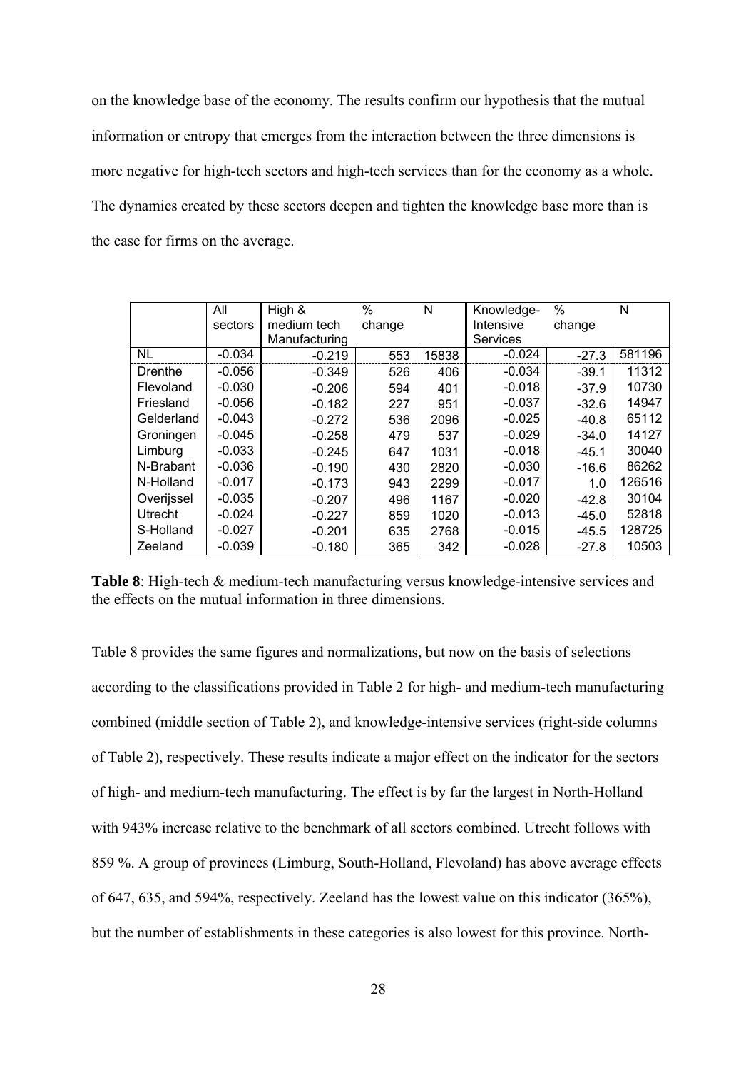on the knowledge base of the economy. The results confirm our hypothesis that the mutual information or entropy that emerges from the interaction between the three dimensions is more negative for high-tech sectors and high-tech services than for the economy as a whole. The dynamics created by these sectors deepen and tighten the knowledge base more than is the case for firms on the average.

| | All sectors | High & medium tech Manufacturing | % change | N | Knowledge-Intensive Services | % change | N |
|---|---|---|---|---|---|---|---|
| NL | -0.034 | -0.219 | 553 | 15838 | -0.024 | -27.3 | 581196 |
| Drenthe | -0.056 | -0.349 | 526 | 406 | -0.034 | -39.1 | 11312 |
| Flevoland | -0.030 | -0.206 | 594 | 401 | -0.018 | -37.9 | 10730 |
| Friesland | -0.056 | -0.182 | 227 | 951 | -0.037 | -32.6 | 14947 |
| Gelderland | -0.043 | -0.272 | 536 | 2096 | -0.025 | -40.8 | 65112 |
| Groningen | -0.045 | -0.258 | 479 | 537 | -0.029 | -34.0 | 14127 |
| Limburg | -0.033 | -0.245 | 647 | 1031 | -0.018 | -45.1 | 30040 |
| N-Brabant | -0.036 | -0.190 | 430 | 2820 | -0.030 | -16.6 | 86262 |
| N-Holland | -0.017 | -0.173 | 943 | 2299 | -0.017 | 1.0 | 126516 |
| Overijssel | -0.035 | -0.207 | 496 | 1167 | -0.020 | -42.8 | 30104 |
| Utrecht | -0.024 | -0.227 | 859 | 1020 | -0.013 | -45.0 | 52818 |
| S-Holland | -0.027 | -0.201 | 635 | 2768 | -0.015 | -45.5 | 128725 |
| Zeeland | -0.039 | -0.180 | 365 | 342 | -0.028 | -27.8 | 10503 |

**Table 8**: High-tech & medium-tech manufacturing versus knowledge-intensive services and the effects on the mutual information in three dimensions.

Table 8 provides the same figures and normalizations, but now on the basis of selections according to the classifications provided in Table 2 for high- and medium-tech manufacturing combined (middle section of Table 2), and knowledge-intensive services (right-side columns of Table 2), respectively. These results indicate a major effect on the indicator for the sectors of high- and medium-tech manufacturing. The effect is by far the largest in North-Holland with 943% increase relative to the benchmark of all sectors combined. Utrecht follows with 859 %. A group of provinces (Limburg, South-Holland, Flevoland) has above average effects of 647, 635, and 594%, respectively. Zeeland has the lowest value on this indicator (365%), but the number of establishments in these categories is also lowest for this province. North-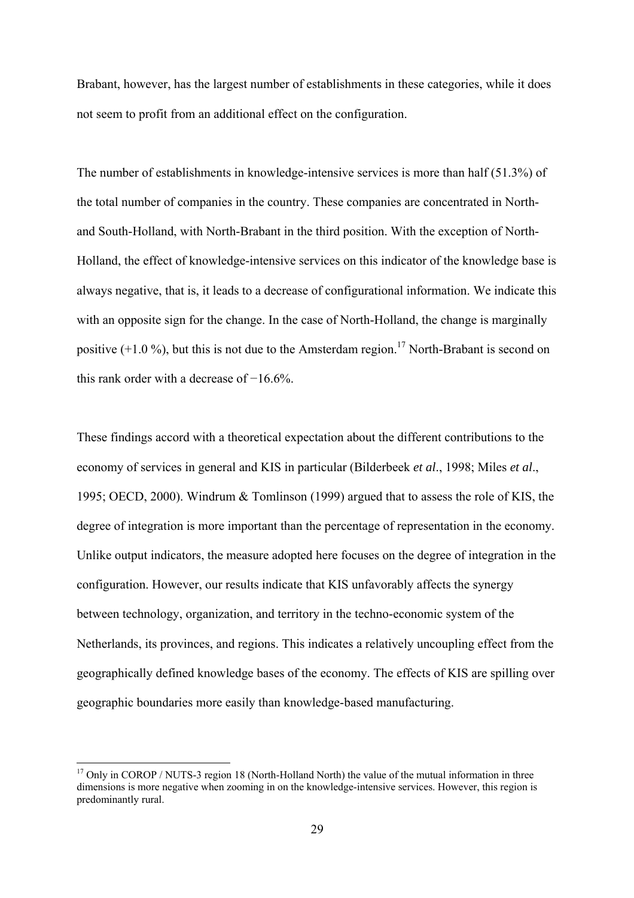Brabant, however, has the largest number of establishments in these categories, while it does not seem to profit from an additional effect on the configuration.

The number of establishments in knowledge-intensive services is more than half (51.3%) of the total number of companies in the country. These companies are concentrated in North- and South-Holland, with North-Brabant in the third position. With the exception of North-Holland, the effect of knowledge-intensive services on this indicator of the knowledge base is always negative, that is, it leads to a decrease of configurational information. We indicate this with an opposite sign for the change. In the case of North-Holland, the change is marginally positive (+1.0 %), but this is not due to the Amsterdam region.[17] North-Brabant is second on this rank order with a decrease of −16.6%.

These findings accord with a theoretical expectation about the different contributions to the economy of services in general and KIS in particular (Bilderbeek *et al*., 1998; Miles *et al*., 1995; OECD, 2000). Windrum & Tomlinson (1999) argued that to assess the role of KIS, the degree of integration is more important than the percentage of representation in the economy. Unlike output indicators, the measure adopted here focuses on the degree of integration in the configuration. However, our results indicate that KIS unfavorably affects the synergy between technology, organization, and territory in the techno-economic system of the Netherlands, its provinces, and regions. This indicates a relatively uncoupling effect from the geographically defined knowledge bases of the economy. The effects of KIS are spilling over geographic boundaries more easily than knowledge-based manufacturing.

[17] Only in COROP / NUTS-3 region 18 (North-Holland North) the value of the mutual information in three dimensions is more negative when zooming in on the knowledge-intensive services. However, this region is predominantly rural.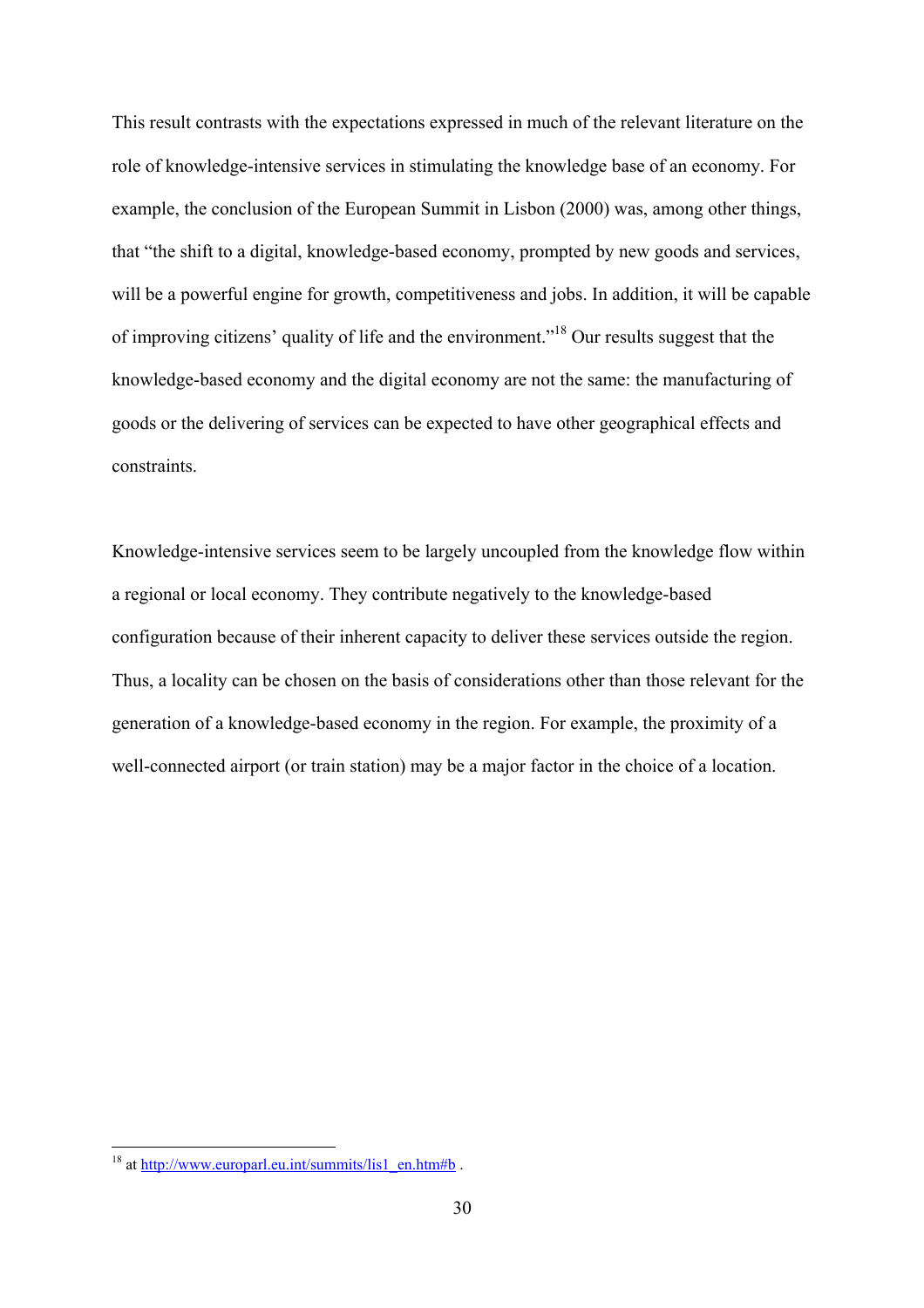This result contrasts with the expectations expressed in much of the relevant literature on the role of knowledge-intensive services in stimulating the knowledge base of an economy. For example, the conclusion of the European Summit in Lisbon (2000) was, among other things, that "the shift to a digital, knowledge-based economy, prompted by new goods and services, will be a powerful engine for growth, competitiveness and jobs. In addition, it will be capable of improving citizens' quality of life and the environment."[18] Our results suggest that the knowledge-based economy and the digital economy are not the same: the manufacturing of goods or the delivering of services can be expected to have other geographical effects and constraints.

Knowledge-intensive services seem to be largely uncoupled from the knowledge flow within a regional or local economy. They contribute negatively to the knowledge-based configuration because of their inherent capacity to deliver these services outside the region. Thus, a locality can be chosen on the basis of considerations other than those relevant for the generation of a knowledge-based economy in the region. For example, the proximity of a well-connected airport (or train station) may be a major factor in the choice of a location.

---

[18] at http://www.europarl.eu.int/summits/lis1_en.htm#b .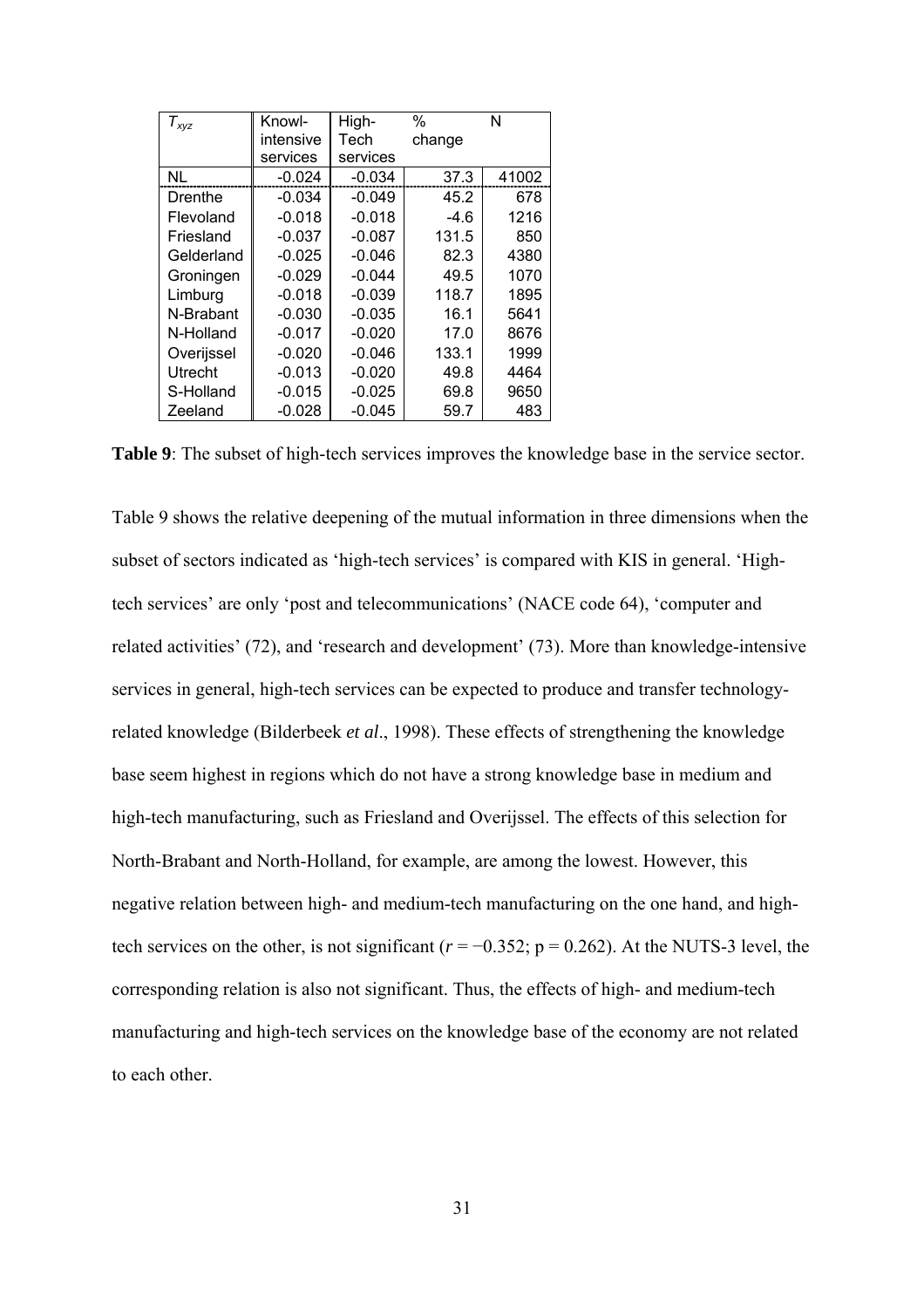| $T_{xyz}$ | Knowl-intensive services | High-Tech services | % change | N |
|---|---|---|---|---|
| NL | -0.024 | -0.034 | 37.3 | 41002 |
| Drenthe | -0.034 | -0.049 | 45.2 | 678 |
| Flevoland | -0.018 | -0.018 | -4.6 | 1216 |
| Friesland | -0.037 | -0.087 | 131.5 | 850 |
| Gelderland | -0.025 | -0.046 | 82.3 | 4380 |
| Groningen | -0.029 | -0.044 | 49.5 | 1070 |
| Limburg | -0.018 | -0.039 | 118.7 | 1895 |
| N-Brabant | -0.030 | -0.035 | 16.1 | 5641 |
| N-Holland | -0.017 | -0.020 | 17.0 | 8676 |
| Overijssel | -0.020 | -0.046 | 133.1 | 1999 |
| Utrecht | -0.013 | -0.020 | 49.8 | 4464 |
| S-Holland | -0.015 | -0.025 | 69.8 | 9650 |
| Zeeland | -0.028 | -0.045 | 59.7 | 483 |

**Table 9**: The subset of high-tech services improves the knowledge base in the service sector.

Table 9 shows the relative deepening of the mutual information in three dimensions when the subset of sectors indicated as 'high-tech services' is compared with KIS in general. 'High-tech services' are only 'post and telecommunications' (NACE code 64), 'computer and related activities' (72), and 'research and development' (73). More than knowledge-intensive services in general, high-tech services can be expected to produce and transfer technology-related knowledge (Bilderbeek *et al*., 1998). These effects of strengthening the knowledge base seem highest in regions which do not have a strong knowledge base in medium and high-tech manufacturing, such as Friesland and Overijssel. The effects of this selection for North-Brabant and North-Holland, for example, are among the lowest. However, this negative relation between high- and medium-tech manufacturing on the one hand, and high-tech services on the other, is not significant ($r = -0.352$; $p = 0.262$). At the NUTS-3 level, the corresponding relation is also not significant. Thus, the effects of high- and medium-tech manufacturing and high-tech services on the knowledge base of the economy are not related to each other.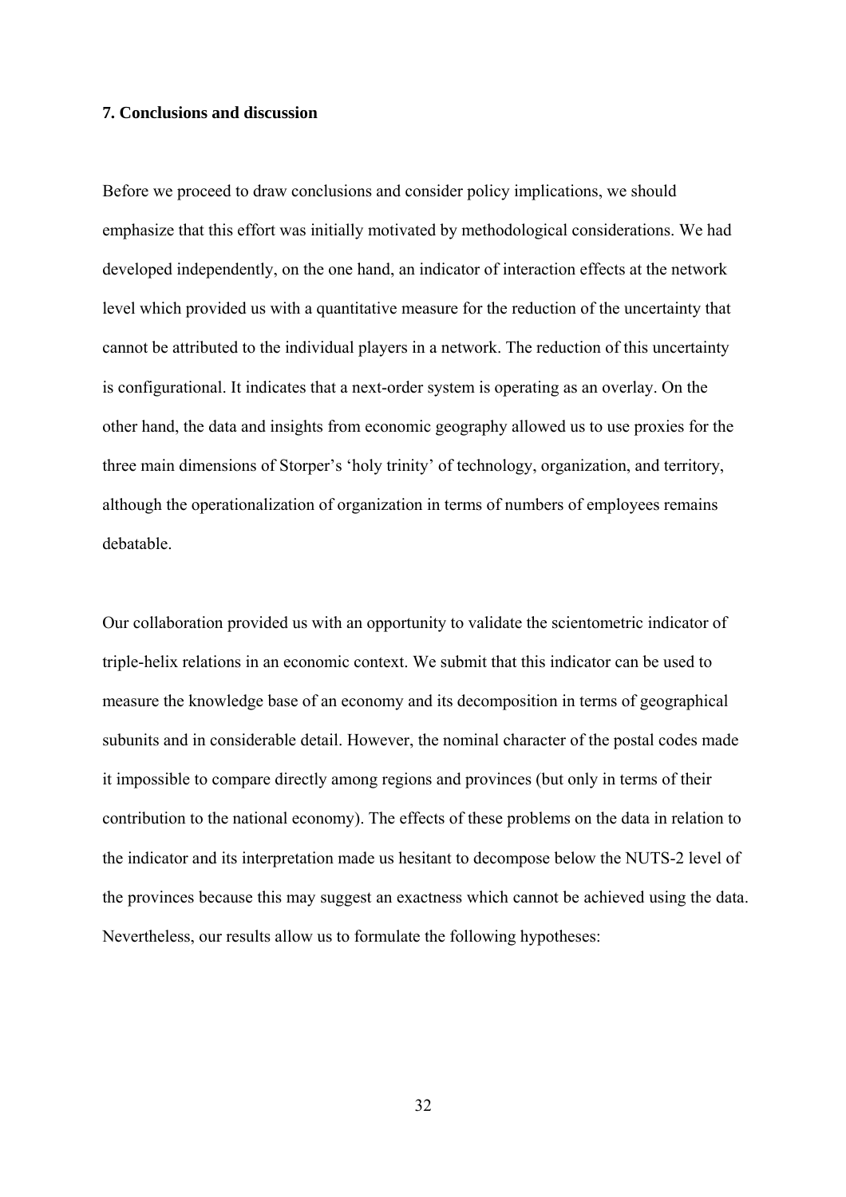## 7. Conclusions and discussion

Before we proceed to draw conclusions and consider policy implications, we should emphasize that this effort was initially motivated by methodological considerations. We had developed independently, on the one hand, an indicator of interaction effects at the network level which provided us with a quantitative measure for the reduction of the uncertainty that cannot be attributed to the individual players in a network. The reduction of this uncertainty is configurational. It indicates that a next-order system is operating as an overlay. On the other hand, the data and insights from economic geography allowed us to use proxies for the three main dimensions of Storper's 'holy trinity' of technology, organization, and territory, although the operationalization of organization in terms of numbers of employees remains debatable.

Our collaboration provided us with an opportunity to validate the scientometric indicator of triple-helix relations in an economic context. We submit that this indicator can be used to measure the knowledge base of an economy and its decomposition in terms of geographical subunits and in considerable detail. However, the nominal character of the postal codes made it impossible to compare directly among regions and provinces (but only in terms of their contribution to the national economy). The effects of these problems on the data in relation to the indicator and its interpretation made us hesitant to decompose below the NUTS-2 level of the provinces because this may suggest an exactness which cannot be achieved using the data. Nevertheless, our results allow us to formulate the following hypotheses: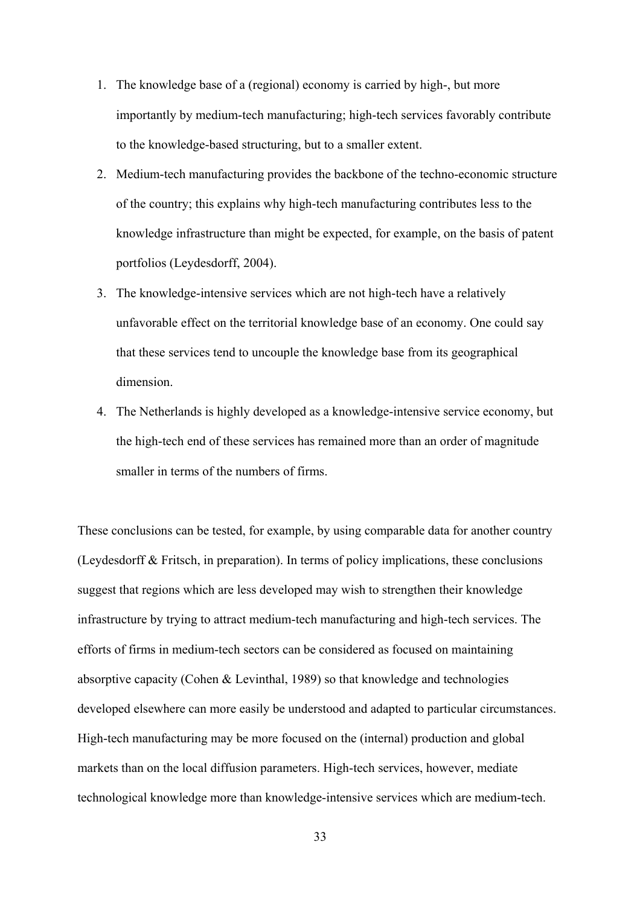1. The knowledge base of a (regional) economy is carried by high-, but more importantly by medium-tech manufacturing; high-tech services favorably contribute to the knowledge-based structuring, but to a smaller extent.
2. Medium-tech manufacturing provides the backbone of the techno-economic structure of the country; this explains why high-tech manufacturing contributes less to the knowledge infrastructure than might be expected, for example, on the basis of patent portfolios (Leydesdorff, 2004).
3. The knowledge-intensive services which are not high-tech have a relatively unfavorable effect on the territorial knowledge base of an economy. One could say that these services tend to uncouple the knowledge base from its geographical dimension.
4. The Netherlands is highly developed as a knowledge-intensive service economy, but the high-tech end of these services has remained more than an order of magnitude smaller in terms of the numbers of firms.

These conclusions can be tested, for example, by using comparable data for another country (Leydesdorff & Fritsch, in preparation). In terms of policy implications, these conclusions suggest that regions which are less developed may wish to strengthen their knowledge infrastructure by trying to attract medium-tech manufacturing and high-tech services. The efforts of firms in medium-tech sectors can be considered as focused on maintaining absorptive capacity (Cohen & Levinthal, 1989) so that knowledge and technologies developed elsewhere can more easily be understood and adapted to particular circumstances. High-tech manufacturing may be more focused on the (internal) production and global markets than on the local diffusion parameters. High-tech services, however, mediate technological knowledge more than knowledge-intensive services which are medium-tech.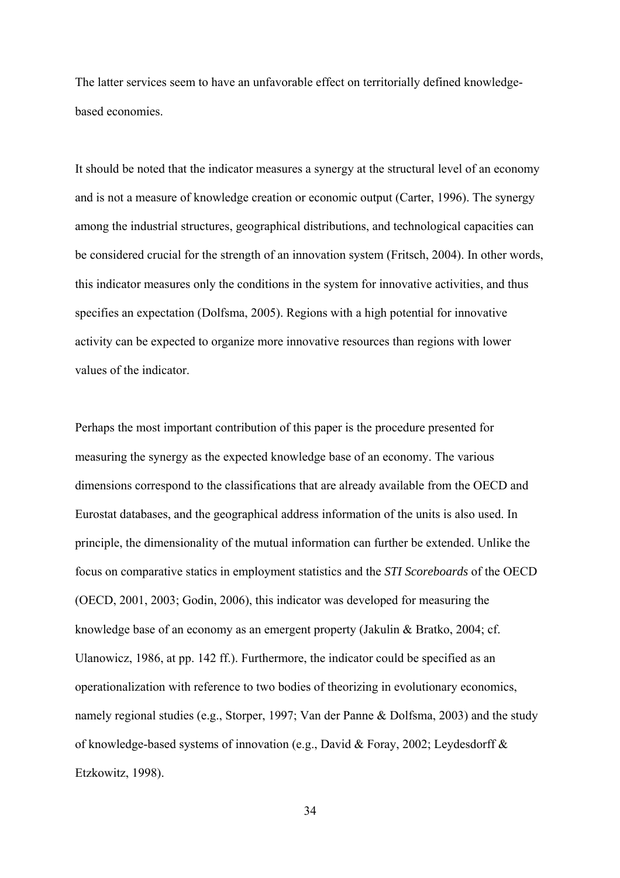The latter services seem to have an unfavorable effect on territorially defined knowledge-based economies.

It should be noted that the indicator measures a synergy at the structural level of an economy and is not a measure of knowledge creation or economic output (Carter, 1996). The synergy among the industrial structures, geographical distributions, and technological capacities can be considered crucial for the strength of an innovation system (Fritsch, 2004). In other words, this indicator measures only the conditions in the system for innovative activities, and thus specifies an expectation (Dolfsma, 2005). Regions with a high potential for innovative activity can be expected to organize more innovative resources than regions with lower values of the indicator.

Perhaps the most important contribution of this paper is the procedure presented for measuring the synergy as the expected knowledge base of an economy. The various dimensions correspond to the classifications that are already available from the OECD and Eurostat databases, and the geographical address information of the units is also used. In principle, the dimensionality of the mutual information can further be extended. Unlike the focus on comparative statics in employment statistics and the *STI Scoreboards* of the OECD (OECD, 2001, 2003; Godin, 2006), this indicator was developed for measuring the knowledge base of an economy as an emergent property (Jakulin & Bratko, 2004; cf. Ulanowicz, 1986, at pp. 142 ff.). Furthermore, the indicator could be specified as an operationalization with reference to two bodies of theorizing in evolutionary economics, namely regional studies (e.g., Storper, 1997; Van der Panne & Dolfsma, 2003) and the study of knowledge-based systems of innovation (e.g., David & Foray, 2002; Leydesdorff & Etzkowitz, 1998).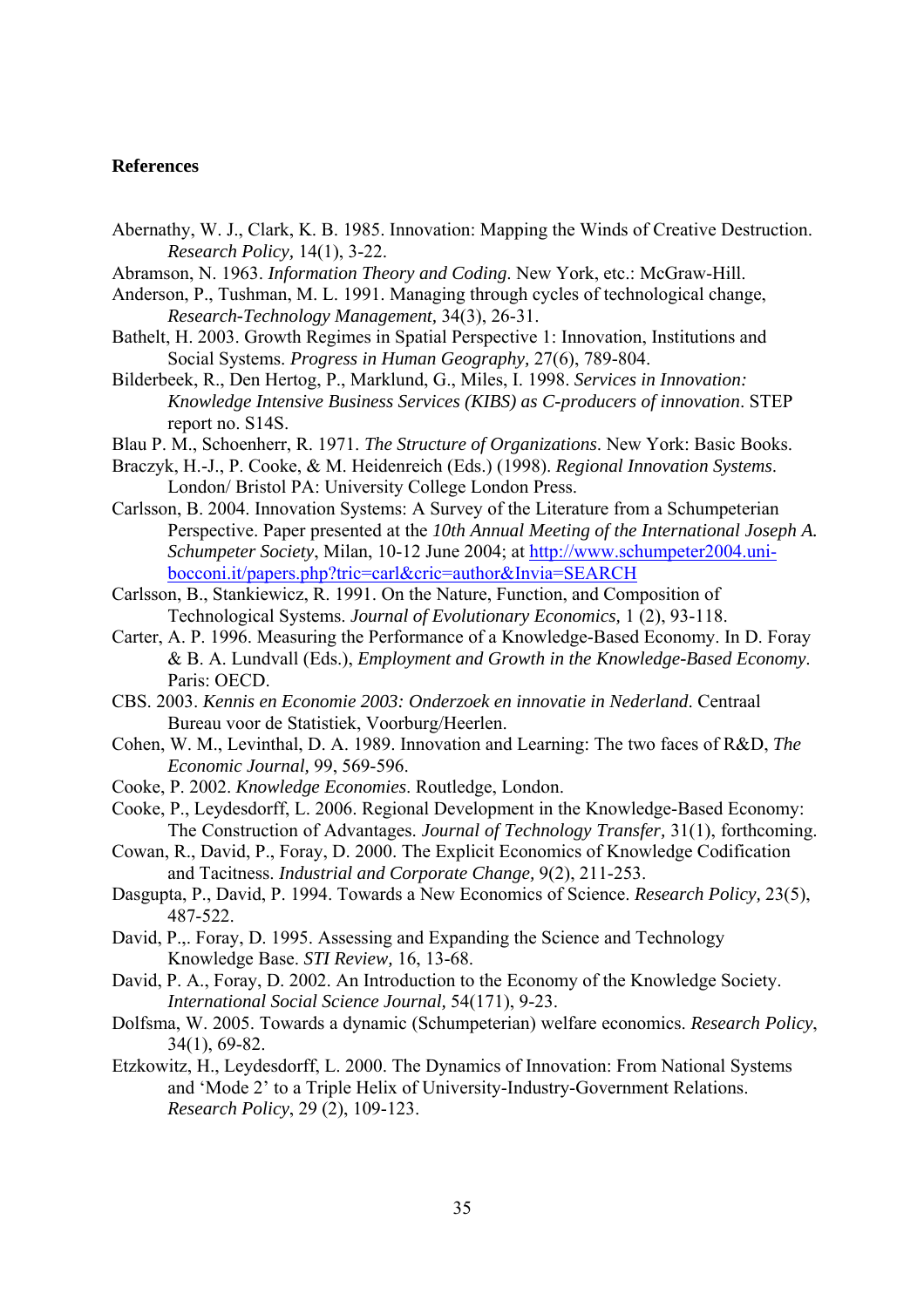**References**

Abernathy, W. J., Clark, K. B. 1985. Innovation: Mapping the Winds of Creative Destruction. *Research Policy,* 14(1), 3-22.

Abramson, N. 1963. *Information Theory and Coding*. New York, etc.: McGraw-Hill.

Anderson, P., Tushman, M. L. 1991. Managing through cycles of technological change, *Research-Technology Management,* 34(3), 26-31.

Bathelt, H. 2003. Growth Regimes in Spatial Perspective 1: Innovation, Institutions and Social Systems. *Progress in Human Geography,* 27(6), 789-804.

Bilderbeek, R., Den Hertog, P., Marklund, G., Miles, I. 1998. *Services in Innovation: Knowledge Intensive Business Services (KIBS) as C-producers of innovation*. STEP report no. S14S.

Blau P. M., Schoenherr, R. 1971. *The Structure of Organizations*. New York: Basic Books.

Braczyk, H.-J., P. Cooke, & M. Heidenreich (Eds.) (1998). *Regional Innovation Systems*. London/ Bristol PA: University College London Press.

Carlsson, B. 2004. Innovation Systems: A Survey of the Literature from a Schumpeterian Perspective. Paper presented at the *10th Annual Meeting of the International Joseph A. Schumpeter Society*, Milan, 10-12 June 2004; at [http://www.schumpeter2004.uni-bocconi.it/papers.php?tric=carl&cric=author&Invia=SEARCH](http://www.schumpeter2004.uni-bocconi.it/papers.php?tric=carl&cric=author&Invia=SEARCH)

Carlsson, B., Stankiewicz, R. 1991. On the Nature, Function, and Composition of Technological Systems. *Journal of Evolutionary Economics,* 1 (2), 93-118.

Carter, A. P. 1996. Measuring the Performance of a Knowledge-Based Economy. In D. Foray & B. A. Lundvall (Eds.), *Employment and Growth in the Knowledge-Based Economy*. Paris: OECD.

CBS. 2003. *Kennis en Economie 2003: Onderzoek en innovatie in Nederland*. Centraal Bureau voor de Statistiek, Voorburg/Heerlen.

Cohen, W. M., Levinthal, D. A. 1989. Innovation and Learning: The two faces of R&D, *The Economic Journal,* 99, 569-596.

Cooke, P. 2002. *Knowledge Economies*. Routledge, London.

Cooke, P., Leydesdorff, L. 2006. Regional Development in the Knowledge-Based Economy: The Construction of Advantages. *Journal of Technology Transfer,* 31(1), forthcoming.

Cowan, R., David, P., Foray, D. 2000. The Explicit Economics of Knowledge Codification and Tacitness. *Industrial and Corporate Change,* 9(2), 211-253.

Dasgupta, P., David, P. 1994. Towards a New Economics of Science. *Research Policy,* 23(5), 487-522.

David, P.,. Foray, D. 1995. Assessing and Expanding the Science and Technology Knowledge Base. *STI Review,* 16, 13-68.

David, P. A., Foray, D. 2002. An Introduction to the Economy of the Knowledge Society. *International Social Science Journal,* 54(171), 9-23.

Dolfsma, W. 2005. Towards a dynamic (Schumpeterian) welfare economics. *Research Policy*, 34(1), 69-82.

Etzkowitz, H., Leydesdorff, L. 2000. The Dynamics of Innovation: From National Systems and 'Mode 2' to a Triple Helix of University-Industry-Government Relations. *Research Policy*, 29 (2), 109-123.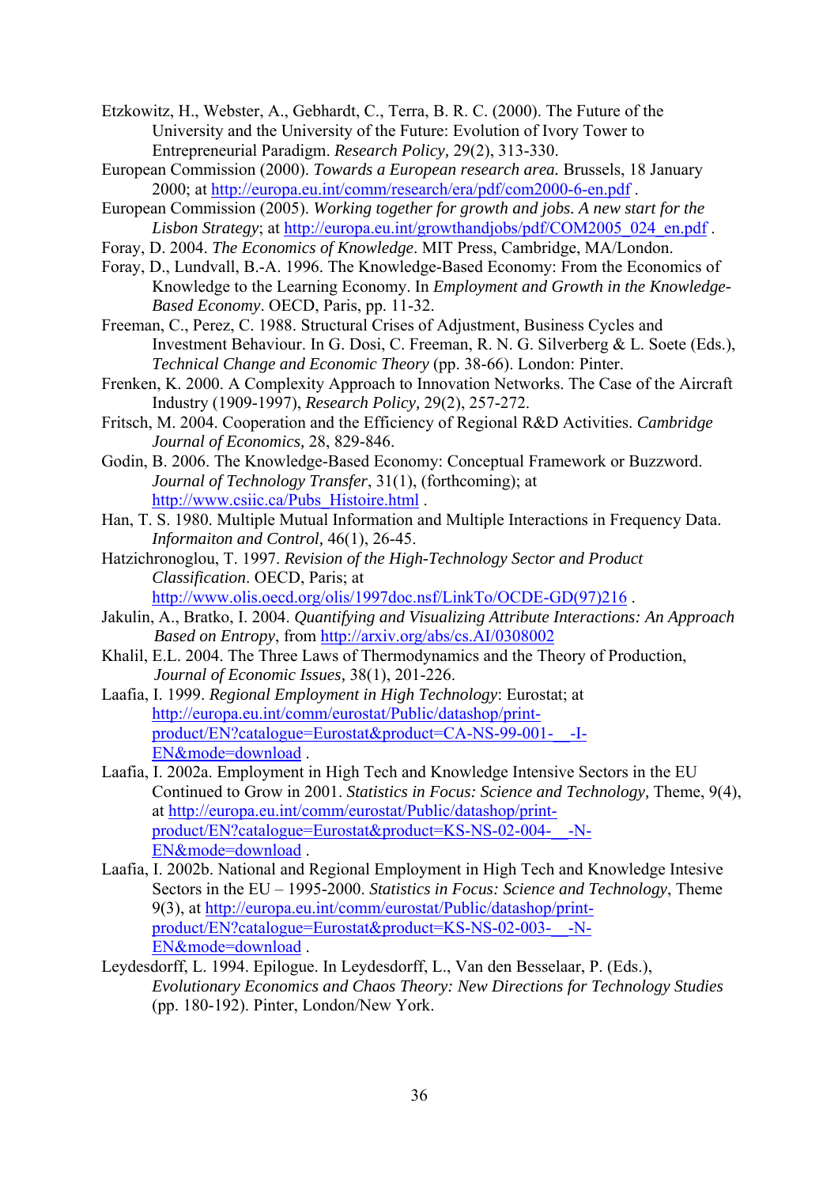Etzkowitz, H., Webster, A., Gebhardt, C., Terra, B. R. C. (2000). The Future of the University and the University of the Future: Evolution of Ivory Tower to Entrepreneurial Paradigm. *Research Policy,* 29(2), 313-330.

European Commission (2000). *Towards a European research area.* Brussels, 18 January 2000; at http://europa.eu.int/comm/research/era/pdf/com2000-6-en.pdf .

European Commission (2005). *Working together for growth and jobs. A new start for the Lisbon Strategy*; at http://europa.eu.int/growthandjobs/pdf/COM2005_024_en.pdf .

Foray, D. 2004. *The Economics of Knowledge*. MIT Press, Cambridge, MA/London.

Foray, D., Lundvall, B.-A. 1996. The Knowledge-Based Economy: From the Economics of Knowledge to the Learning Economy. In *Employment and Growth in the Knowledge-Based Economy*. OECD, Paris, pp. 11-32.

Freeman, C., Perez, C. 1988. Structural Crises of Adjustment, Business Cycles and Investment Behaviour. In G. Dosi, C. Freeman, R. N. G. Silverberg & L. Soete (Eds.), *Technical Change and Economic Theory* (pp. 38-66). London: Pinter.

Frenken, K. 2000. A Complexity Approach to Innovation Networks. The Case of the Aircraft Industry (1909-1997), *Research Policy,* 29(2), 257-272.

Fritsch, M. 2004. Cooperation and the Efficiency of Regional R&D Activities. *Cambridge Journal of Economics,* 28, 829-846.

Godin, B. 2006. The Knowledge-Based Economy: Conceptual Framework or Buzzword. *Journal of Technology Transfer*, 31(1), (forthcoming); at http://www.csiic.ca/Pubs_Histoire.html .

Han, T. S. 1980. Multiple Mutual Information and Multiple Interactions in Frequency Data. *Informaiton and Control,* 46(1), 26-45.

Hatzichronoglou, T. 1997. *Revision of the High-Technology Sector and Product Classification*. OECD, Paris; at http://www.olis.oecd.org/olis/1997doc.nsf/LinkTo/OCDE-GD(97)216 .

Jakulin, A., Bratko, I. 2004. *Quantifying and Visualizing Attribute Interactions: An Approach Based on Entropy*, from http://arxiv.org/abs/cs.AI/0308002

Khalil, E.L. 2004. The Three Laws of Thermodynamics and the Theory of Production, *Journal of Economic Issues,* 38(1), 201-226.

Laafia, I. 1999. *Regional Employment in High Technology*: Eurostat; at http://europa.eu.int/comm/eurostat/Public/datashop/print-product/EN?catalogue=Eurostat&product=CA-NS-99-001-__-I-EN&mode=download .

Laafia, I. 2002a. Employment in High Tech and Knowledge Intensive Sectors in the EU Continued to Grow in 2001. *Statistics in Focus: Science and Technology,* Theme, 9(4), at http://europa.eu.int/comm/eurostat/Public/datashop/print-product/EN?catalogue=Eurostat&product=KS-NS-02-004-__-N-EN&mode=download .

Laafia, I. 2002b. National and Regional Employment in High Tech and Knowledge Intesive Sectors in the EU – 1995-2000. *Statistics in Focus: Science and Technology*, Theme 9(3), at http://europa.eu.int/comm/eurostat/Public/datashop/print-product/EN?catalogue=Eurostat&product=KS-NS-02-003-__-N-EN&mode=download .

Leydesdorff, L. 1994. Epilogue. In Leydesdorff, L., Van den Besselaar, P. (Eds.), *Evolutionary Economics and Chaos Theory: New Directions for Technology Studies* (pp. 180-192). Pinter, London/New York.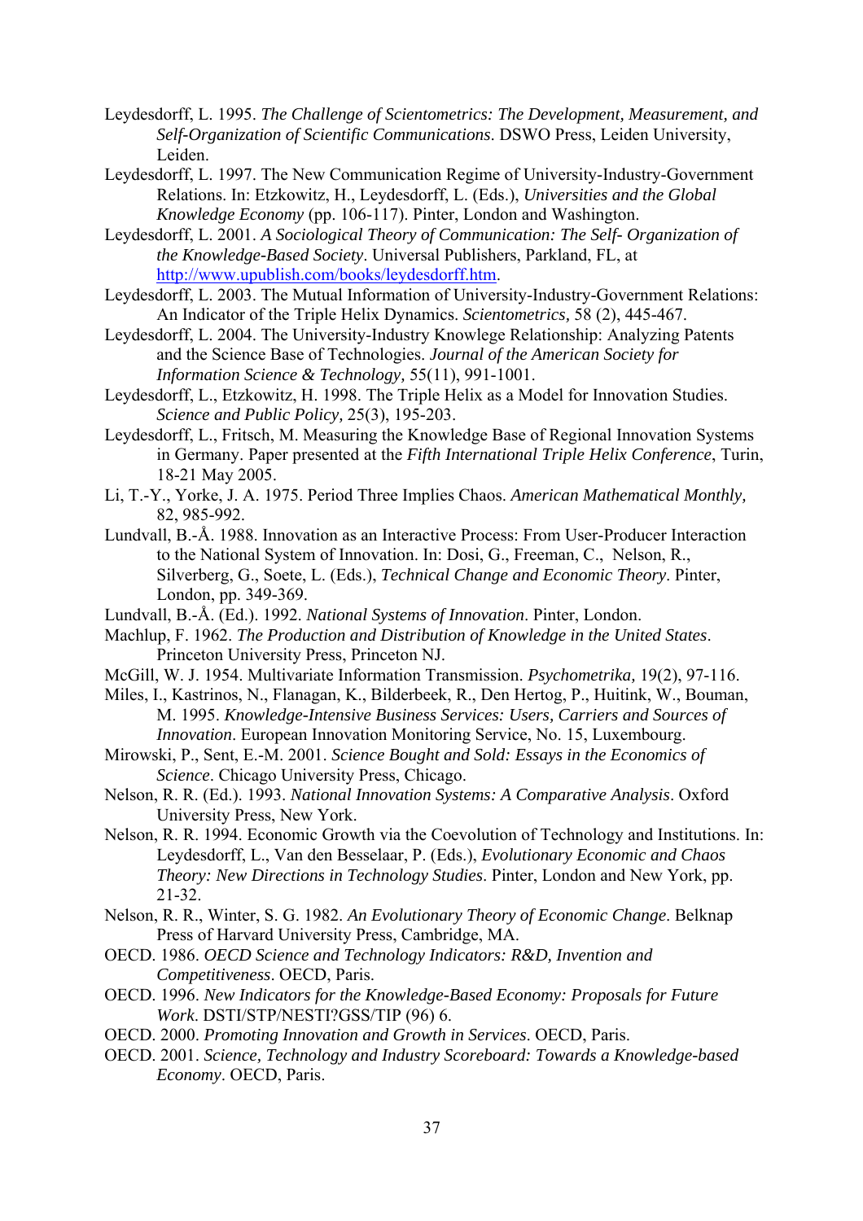Leydesdorff, L. 1995. *The Challenge of Scientometrics: The Development, Measurement, and Self-Organization of Scientific Communications*. DSWO Press, Leiden University, Leiden.

Leydesdorff, L. 1997. The New Communication Regime of University-Industry-Government Relations. In: Etzkowitz, H., Leydesdorff, L. (Eds.), *Universities and the Global Knowledge Economy* (pp. 106-117). Pinter, London and Washington.

Leydesdorff, L. 2001. *A Sociological Theory of Communication: The Self- Organization of the Knowledge-Based Society*. Universal Publishers, Parkland, FL, at http://www.upublish.com/books/leydesdorff.htm.

Leydesdorff, L. 2003. The Mutual Information of University-Industry-Government Relations: An Indicator of the Triple Helix Dynamics. *Scientometrics,* 58 (2), 445-467.

Leydesdorff, L. 2004. The University-Industry Knowlege Relationship: Analyzing Patents and the Science Base of Technologies. *Journal of the American Society for Information Science & Technology,* 55(11), 991-1001.

Leydesdorff, L., Etzkowitz, H. 1998. The Triple Helix as a Model for Innovation Studies. *Science and Public Policy,* 25(3), 195-203.

Leydesdorff, L., Fritsch, M. Measuring the Knowledge Base of Regional Innovation Systems in Germany. Paper presented at the *Fifth International Triple Helix Conference*, Turin, 18-21 May 2005.

Li, T.-Y., Yorke, J. A. 1975. Period Three Implies Chaos. *American Mathematical Monthly,* 82, 985-992.

Lundvall, B.-Å. 1988. Innovation as an Interactive Process: From User-Producer Interaction to the National System of Innovation. In: Dosi, G., Freeman, C., Nelson, R., Silverberg, G., Soete, L. (Eds.), *Technical Change and Economic Theory*. Pinter, London, pp. 349-369.

Lundvall, B.-Å. (Ed.). 1992. *National Systems of Innovation*. Pinter, London.

Machlup, F. 1962. *The Production and Distribution of Knowledge in the United States*. Princeton University Press, Princeton NJ.

McGill, W. J. 1954. Multivariate Information Transmission. *Psychometrika,* 19(2), 97-116.

Miles, I., Kastrinos, N., Flanagan, K., Bilderbeek, R., Den Hertog, P., Huitink, W., Bouman, M. 1995. *Knowledge-Intensive Business Services: Users, Carriers and Sources of Innovation*. European Innovation Monitoring Service, No. 15, Luxembourg.

Mirowski, P., Sent, E.-M. 2001. *Science Bought and Sold: Essays in the Economics of Science*. Chicago University Press, Chicago.

Nelson, R. R. (Ed.). 1993. *National Innovation Systems: A Comparative Analysis*. Oxford University Press, New York.

Nelson, R. R. 1994. Economic Growth via the Coevolution of Technology and Institutions. In: Leydesdorff, L., Van den Besselaar, P. (Eds.), *Evolutionary Economic and Chaos Theory: New Directions in Technology Studies*. Pinter, London and New York, pp. 21-32.

Nelson, R. R., Winter, S. G. 1982. *An Evolutionary Theory of Economic Change*. Belknap Press of Harvard University Press, Cambridge, MA.

OECD. 1986. *OECD Science and Technology Indicators: R&D, Invention and Competitiveness*. OECD, Paris.

OECD. 1996. *New Indicators for the Knowledge-Based Economy: Proposals for Future Work*. DSTI/STP/NESTI?GSS/TIP (96) 6.

OECD. 2000. *Promoting Innovation and Growth in Services*. OECD, Paris.

OECD. 2001. *Science, Technology and Industry Scoreboard: Towards a Knowledge-based Economy*. OECD, Paris.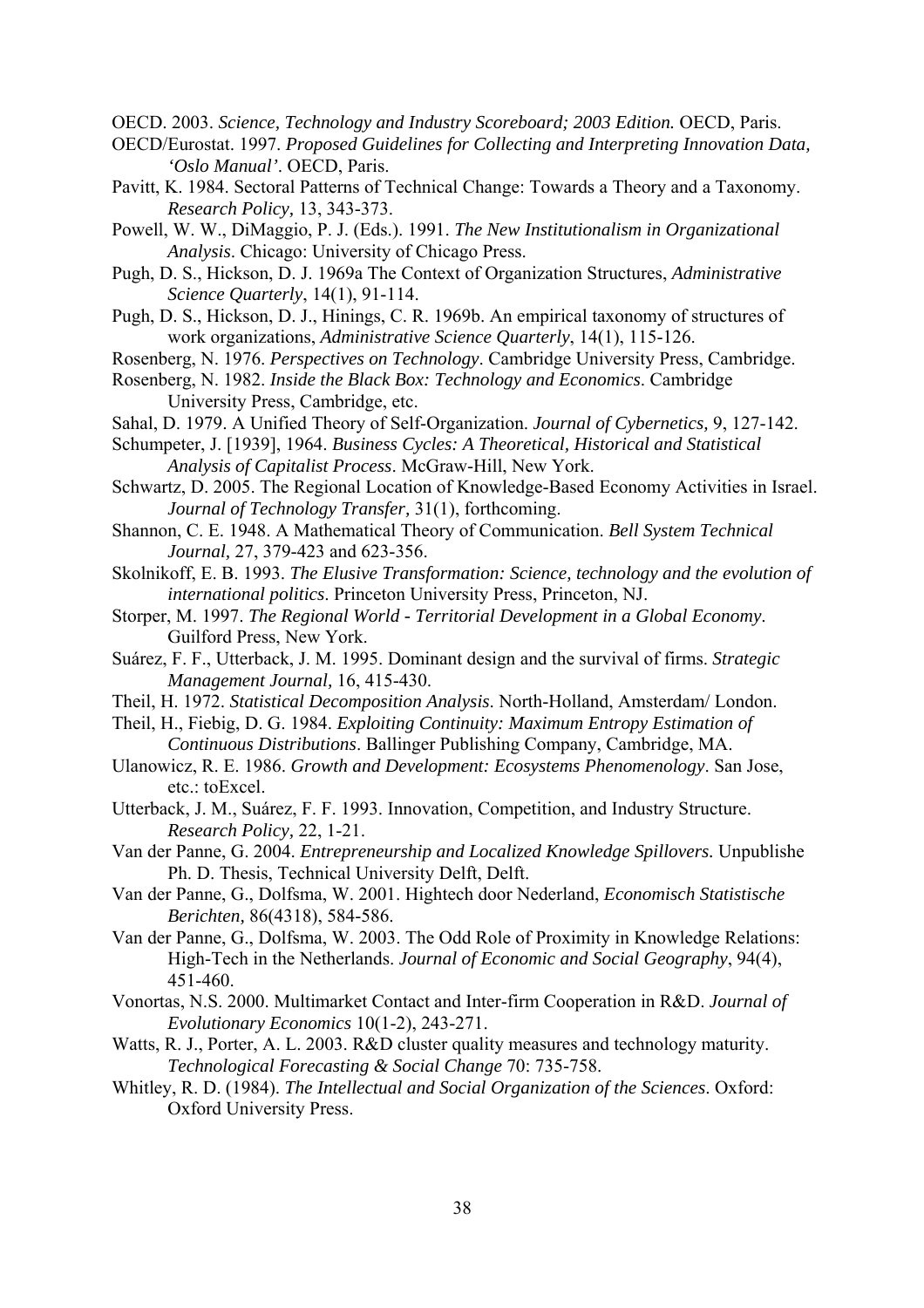OECD. 2003. *Science, Technology and Industry Scoreboard; 2003 Edition.* OECD, Paris.

OECD/Eurostat. 1997. *Proposed Guidelines for Collecting and Interpreting Innovation Data, 'Oslo Manual'*. OECD, Paris.

Pavitt, K. 1984. Sectoral Patterns of Technical Change: Towards a Theory and a Taxonomy. *Research Policy,* 13, 343-373.

Powell, W. W., DiMaggio, P. J. (Eds.). 1991. *The New Institutionalism in Organizational Analysis*. Chicago: University of Chicago Press.

Pugh, D. S., Hickson, D. J. 1969a The Context of Organization Structures, *Administrative Science Quarterly*, 14(1), 91-114.

Pugh, D. S., Hickson, D. J., Hinings, C. R. 1969b. An empirical taxonomy of structures of work organizations, *Administrative Science Quarterly*, 14(1), 115-126.

Rosenberg, N. 1976. *Perspectives on Technology*. Cambridge University Press, Cambridge.

Rosenberg, N. 1982. *Inside the Black Box: Technology and Economics*. Cambridge University Press, Cambridge, etc.

Sahal, D. 1979. A Unified Theory of Self-Organization. *Journal of Cybernetics,* 9, 127-142.

Schumpeter, J. [1939], 1964. *Business Cycles: A Theoretical, Historical and Statistical Analysis of Capitalist Process*. McGraw-Hill, New York.

Schwartz, D. 2005. The Regional Location of Knowledge-Based Economy Activities in Israel. *Journal of Technology Transfer,* 31(1), forthcoming.

Shannon, C. E. 1948. A Mathematical Theory of Communication. *Bell System Technical Journal,* 27, 379-423 and 623-356.

Skolnikoff, E. B. 1993. *The Elusive Transformation: Science, technology and the evolution of international politics*. Princeton University Press, Princeton, NJ.

Storper, M. 1997. *The Regional World - Territorial Development in a Global Economy*. Guilford Press, New York.

Suárez, F. F., Utterback, J. M. 1995. Dominant design and the survival of firms. *Strategic Management Journal,* 16, 415-430.

Theil, H. 1972. *Statistical Decomposition Analysis*. North-Holland, Amsterdam/ London.

Theil, H., Fiebig, D. G. 1984. *Exploiting Continuity: Maximum Entropy Estimation of Continuous Distributions*. Ballinger Publishing Company, Cambridge, MA.

Ulanowicz, R. E. 1986. *Growth and Development: Ecosystems Phenomenology*. San Jose, etc.: toExcel.

Utterback, J. M., Suárez, F. F. 1993. Innovation, Competition, and Industry Structure. *Research Policy,* 22, 1-21.

Van der Panne, G. 2004. *Entrepreneurship and Localized Knowledge Spillovers.* Unpublishe Ph. D. Thesis, Technical University Delft, Delft.

Van der Panne, G., Dolfsma, W. 2001. Hightech door Nederland, *Economisch Statistische Berichten,* 86(4318), 584-586.

Van der Panne, G., Dolfsma, W. 2003. The Odd Role of Proximity in Knowledge Relations: High-Tech in the Netherlands. *Journal of Economic and Social Geography*, 94(4), 451-460.

Vonortas, N.S. 2000. Multimarket Contact and Inter-firm Cooperation in R&D. *Journal of Evolutionary Economics* 10(1-2), 243-271.

Watts, R. J., Porter, A. L. 2003. R&D cluster quality measures and technology maturity. *Technological Forecasting & Social Change* 70: 735-758.

Whitley, R. D. (1984). *The Intellectual and Social Organization of the Sciences*. Oxford: Oxford University Press.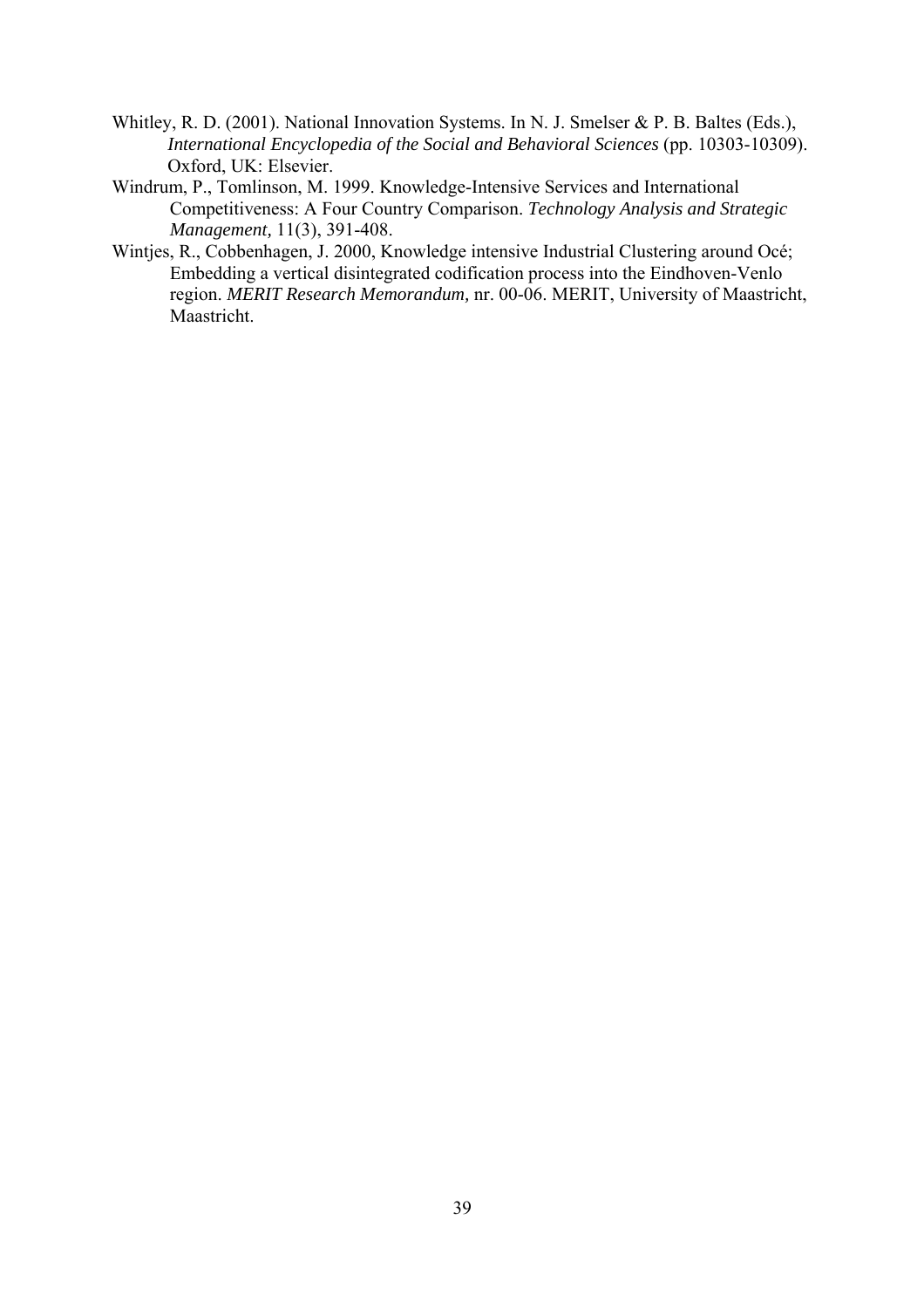Whitley, R. D. (2001). National Innovation Systems. In N. J. Smelser & P. B. Baltes (Eds.), *International Encyclopedia of the Social and Behavioral Sciences* (pp. 10303-10309). Oxford, UK: Elsevier.

Windrum, P., Tomlinson, M. 1999. Knowledge-Intensive Services and International Competitiveness: A Four Country Comparison. *Technology Analysis and Strategic Management,* 11(3), 391-408.

Wintjes, R., Cobbenhagen, J. 2000, Knowledge intensive Industrial Clustering around Océ; Embedding a vertical disintegrated codification process into the Eindhoven-Venlo region. *MERIT Research Memorandum,* nr. 00-06. MERIT, University of Maastricht, Maastricht.